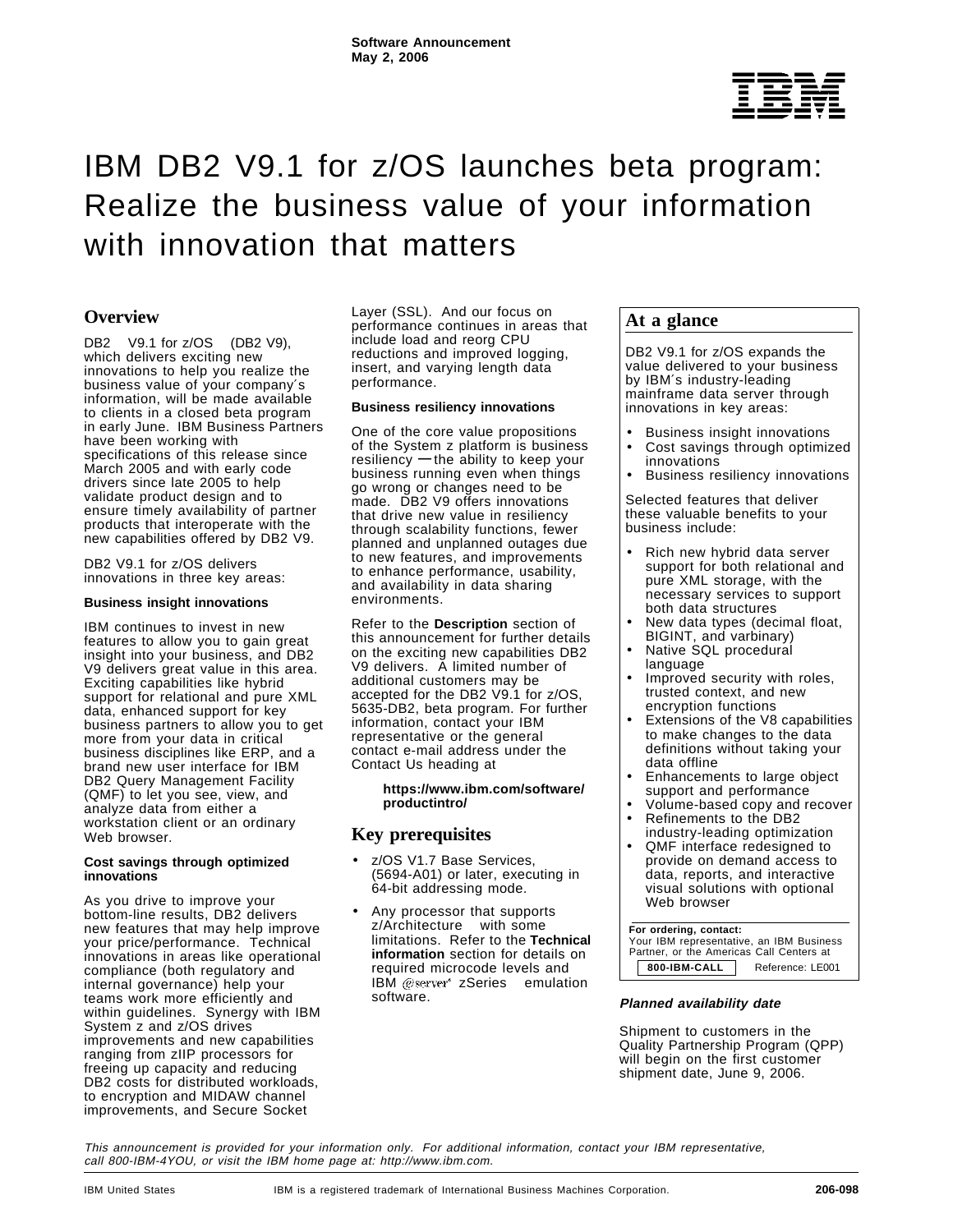Software Announcement
May 2, 2006

# IBM DB2 V9.1 for z/OS launches beta program: Realize the business value of your information with innovation that matters

## Overview

DB2 V9.1 for z/OS (DB2 V9), which delivers exciting new innovations to help you realize the business value of your company's information, will be made available to clients in a closed beta program in early June. IBM Business Partners have been working with specifications of this release since March 2005 and with early code drivers since late 2005 to help validate product design and to ensure timely availability of partner products that interoperate with the new capabilities offered by DB2 V9.

DB2 V9.1 for z/OS delivers innovations in three key areas:

**Business insight innovations**

IBM continues to invest in new features to allow you to gain great insight into your business, and DB2 V9 delivers great value in this area. Exciting capabilities like hybrid support for relational and pure XML data, enhanced support for key business partners to allow you to get more from your data in critical business disciplines like ERP, and a brand new user interface for IBM DB2 Query Management Facility (QMF) to let you see, view, and analyze data from either a workstation client or an ordinary Web browser.

**Cost savings through optimized innovations**

As you drive to improve your bottom-line results, DB2 delivers new features that may help improve your price/performance. Technical innovations in areas like operational compliance (both regulatory and internal governance) help your teams work more efficiently and within guidelines. Synergy with IBM System z and z/OS drives improvements and new capabilities ranging from zIIP processors for freeing up capacity and reducing DB2 costs for distributed workloads, to encryption and MIDAW channel improvements, and Secure Socket Layer (SSL). And our focus on performance continues in areas that include load and reorg CPU reductions and improved logging, insert, and varying length data performance.

**Business resiliency innovations**

One of the core value propositions of the System z platform is business resiliency — the ability to keep your business running even when things go wrong or changes need to be made. DB2 V9 offers innovations that drive new value in resiliency through scalability functions, fewer planned and unplanned outages due to new features, and improvements to enhance performance, usability, and availability in data sharing environments.

Refer to the **Description** section of this announcement for further details on the exciting new capabilities DB2 V9 delivers. A limited number of additional customers may be accepted for the DB2 V9.1 for z/OS, 5635-DB2, beta program. For further information, contact your IBM representative or the general contact e-mail address under the Contact Us heading at

> **https://www.ibm.com/software/productintro/**

## Key prerequisites

- z/OS V1.7 Base Services, (5694-A01) or later, executing in 64-bit addressing mode.
- Any processor that supports z/Architecture with some limitations. Refer to the **Technical information** section for details on required microcode levels and IBM @server zSeries emulation software.

## At a glance

DB2 V9.1 for z/OS expands the value delivered to your business by IBM's industry-leading mainframe data server through innovations in key areas:

- Business insight innovations
- Cost savings through optimized innovations
- Business resiliency innovations

Selected features that deliver these valuable benefits to your business include:

- Rich new hybrid data server support for both relational and pure XML storage, with the necessary services to support both data structures
- New data types (decimal float, BIGINT, and varbinary)
- Native SQL procedural language
- Improved security with roles, trusted context, and new encryption functions
- Extensions of the V8 capabilities to make changes to the data definitions without taking your data offline
- Enhancements to large object support and performance
- Volume-based copy and recover
- Refinements to the DB2 industry-leading optimization
- QMF interface redesigned to provide on demand access to data, reports, and interactive visual solutions with optional Web browser

**For ordering, contact:**
Your IBM representative, an IBM Business Partner, or the Americas Call Centers at **800-IBM-CALL** Reference: LE001

***Planned availability date***

Shipment to customers in the Quality Partnership Program (QPP) will begin on the first customer shipment date, June 9, 2006.

*This announcement is provided for your information only. For additional information, contact your IBM representative, call 800-IBM-4YOU, or visit the IBM home page at: http://www.ibm.com.*

IBM United States — IBM is a registered trademark of International Business Machines Corporation. — 206-098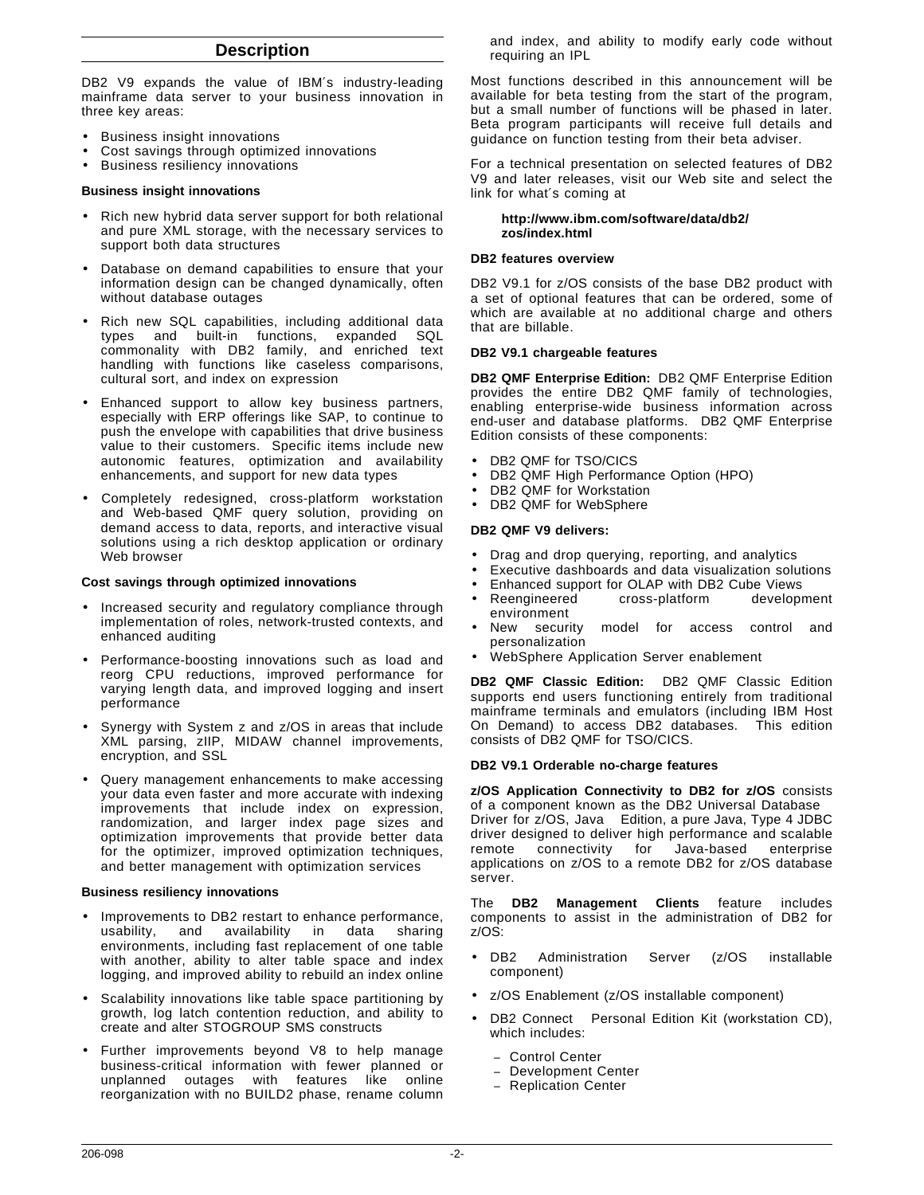## Description

DB2 V9 expands the value of IBM´s industry-leading mainframe data server to your business innovation in three key areas:

- Business insight innovations
- Cost savings through optimized innovations
- Business resiliency innovations

**Business insight innovations**

- Rich new hybrid data server support for both relational and pure XML storage, with the necessary services to support both data structures
- Database on demand capabilities to ensure that your information design can be changed dynamically, often without database outages
- Rich new SQL capabilities, including additional data types and built-in functions, expanded SQL commonality with DB2 family, and enriched text handling with functions like caseless comparisons, cultural sort, and index on expression
- Enhanced support to allow key business partners, especially with ERP offerings like SAP, to continue to push the envelope with capabilities that drive business value to their customers. Specific items include new autonomic features, optimization and availability enhancements, and support for new data types
- Completely redesigned, cross-platform workstation and Web-based QMF query solution, providing on demand access to data, reports, and interactive visual solutions using a rich desktop application or ordinary Web browser

**Cost savings through optimized innovations**

- Increased security and regulatory compliance through implementation of roles, network-trusted contexts, and enhanced auditing
- Performance-boosting innovations such as load and reorg CPU reductions, improved performance for varying length data, and improved logging and insert performance
- Synergy with System z and z/OS in areas that include XML parsing, zIIP, MIDAW channel improvements, encryption, and SSL
- Query management enhancements to make accessing your data even faster and more accurate with indexing improvements that include index on expression, randomization, and larger index page sizes and optimization improvements that provide better data for the optimizer, improved optimization techniques, and better management with optimization services

**Business resiliency innovations**

- Improvements to DB2 restart to enhance performance, usability, and availability in data sharing environments, including fast replacement of one table with another, ability to alter table space and index logging, and improved ability to rebuild an index online
- Scalability innovations like table space partitioning by growth, log latch contention reduction, and ability to create and alter STOGROUP SMS constructs
- Further improvements beyond V8 to help manage business-critical information with fewer planned or unplanned outages with features like online reorganization with no BUILD2 phase, rename column and index, and ability to modify early code without requiring an IPL

Most functions described in this announcement will be available for beta testing from the start of the program, but a small number of functions will be phased in later. Beta program participants will receive full details and guidance on function testing from their beta adviser.

For a technical presentation on selected features of DB2 V9 and later releases, visit our Web site and select the link for what´s coming at

**http://www.ibm.com/software/data/db2/zos/index.html**

**DB2 features overview**

DB2 V9.1 for z/OS consists of the base DB2 product with a set of optional features that can be ordered, some of which are available at no additional charge and others that are billable.

**DB2 V9.1 chargeable features**

**DB2 QMF Enterprise Edition:** DB2 QMF Enterprise Edition provides the entire DB2 QMF family of technologies, enabling enterprise-wide business information across end-user and database platforms. DB2 QMF Enterprise Edition consists of these components:

- DB2 QMF for TSO/CICS
- DB2 QMF High Performance Option (HPO)
- DB2 QMF for Workstation
- DB2 QMF for WebSphere

**DB2 QMF V9 delivers:**

- Drag and drop querying, reporting, and analytics
- Executive dashboards and data visualization solutions
- Enhanced support for OLAP with DB2 Cube Views
- Reengineered cross-platform development environment
- New security model for access control and personalization
- WebSphere Application Server enablement

**DB2 QMF Classic Edition:** DB2 QMF Classic Edition supports end users functioning entirely from traditional mainframe terminals and emulators (including IBM Host On Demand) to access DB2 databases. This edition consists of DB2 QMF for TSO/CICS.

**DB2 V9.1 Orderable no-charge features**

**z/OS Application Connectivity to DB2 for z/OS** consists of a component known as the DB2 Universal Database Driver for z/OS, Java Edition, a pure Java, Type 4 JDBC driver designed to deliver high performance and scalable remote connectivity for Java-based enterprise applications on z/OS to a remote DB2 for z/OS database server.

The **DB2 Management Clients** feature includes components to assist in the administration of DB2 for z/OS:

- DB2 Administration Server (z/OS installable component)
- z/OS Enablement (z/OS installable component)
- DB2 Connect Personal Edition Kit (workstation CD), which includes:
  - Control Center
  - Development Center
  - Replication Center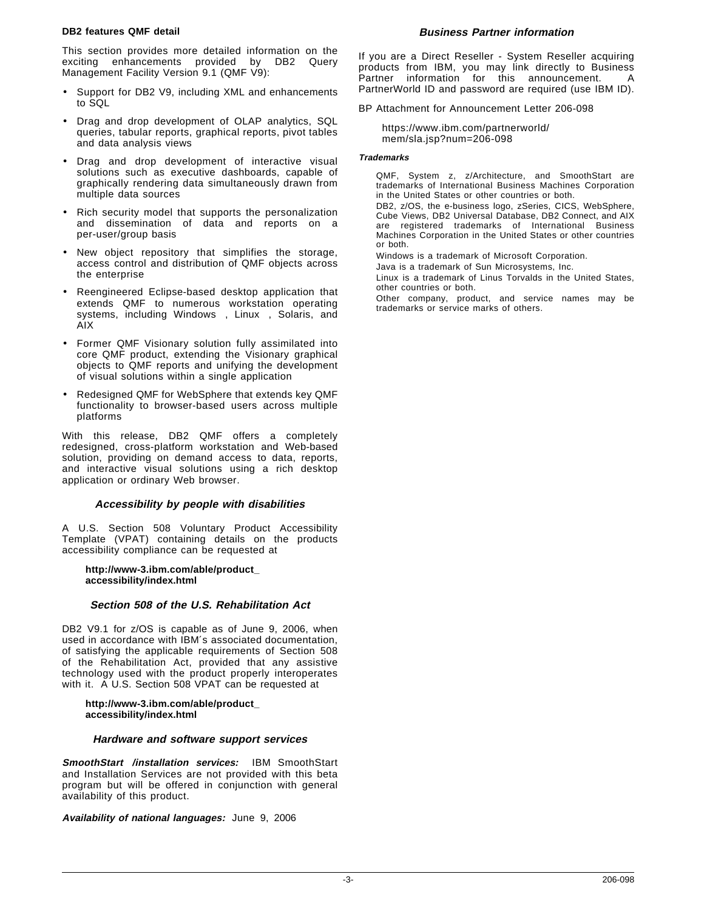### DB2 features QMF detail

This section provides more detailed information on the exciting enhancements provided by DB2 Query Management Facility Version 9.1 (QMF V9):

- Support for DB2 V9, including XML and enhancements to SQL
- Drag and drop development of OLAP analytics, SQL queries, tabular reports, graphical reports, pivot tables and data analysis views
- Drag and drop development of interactive visual solutions such as executive dashboards, capable of graphically rendering data simultaneously drawn from multiple data sources
- Rich security model that supports the personalization and dissemination of data and reports on a per-user/group basis
- New object repository that simplifies the storage, access control and distribution of QMF objects across the enterprise
- Reengineered Eclipse-based desktop application that extends QMF to numerous workstation operating systems, including Windows , Linux , Solaris, and AIX
- Former QMF Visionary solution fully assimilated into core QMF product, extending the Visionary graphical objects to QMF reports and unifying the development of visual solutions within a single application
- Redesigned QMF for WebSphere that extends key QMF functionality to browser-based users across multiple platforms

With this release, DB2 QMF offers a completely redesigned, cross-platform workstation and Web-based solution, providing on demand access to data, reports, and interactive visual solutions using a rich desktop application or ordinary Web browser.

## Accessibility by people with disabilities

A U.S. Section 508 Voluntary Product Accessibility Template (VPAT) containing details on the products accessibility compliance can be requested at

**http://www-3.ibm.com/able/product_accessibility/index.html**

## Section 508 of the U.S. Rehabilitation Act

DB2 V9.1 for z/OS is capable as of June 9, 2006, when used in accordance with IBM´s associated documentation, of satisfying the applicable requirements of Section 508 of the Rehabilitation Act, provided that any assistive technology used with the product properly interoperates with it. A U.S. Section 508 VPAT can be requested at

**http://www-3.ibm.com/able/product_accessibility/index.html**

## Hardware and software support services

***SmoothStart /installation services:*** IBM SmoothStart and Installation Services are not provided with this beta program but will be offered in conjunction with general availability of this product.

***Availability of national languages:*** June 9, 2006

## Business Partner information

If you are a Direct Reseller - System Reseller acquiring products from IBM, you may link directly to Business Partner information for this announcement. A PartnerWorld ID and password are required (use IBM ID).

BP Attachment for Announcement Letter 206-098

https://www.ibm.com/partnerworld/mem/sla.jsp?num=206-098

***Trademarks***

QMF, System z, z/Architecture, and SmoothStart are trademarks of International Business Machines Corporation in the United States or other countries or both.

DB2, z/OS, the e-business logo, zSeries, CICS, WebSphere, Cube Views, DB2 Universal Database, DB2 Connect, and AIX are registered trademarks of International Business Machines Corporation in the United States or other countries or both.

Windows is a trademark of Microsoft Corporation.

Java is a trademark of Sun Microsystems, Inc.

Linux is a trademark of Linus Torvalds in the United States, other countries or both.

Other company, product, and service names may be trademarks or service marks of others.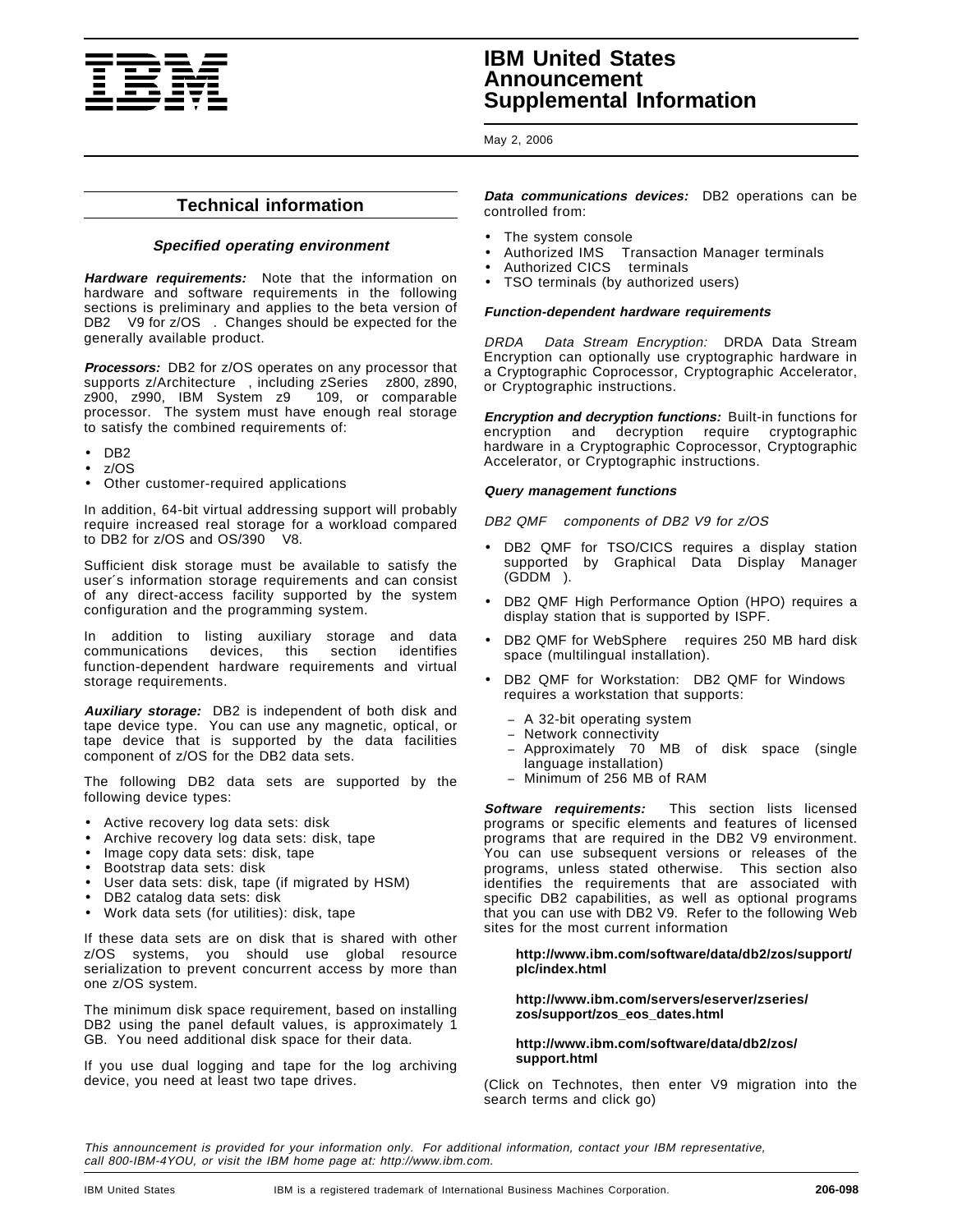## Technical information

### Specified operating environment

***Hardware requirements:*** Note that the information on hardware and software requirements in the following sections is preliminary and applies to the beta version of DB2 V9 for z/OS. Changes should be expected for the generally available product.

***Processors:*** DB2 for z/OS operates on any processor that supports z/Architecture, including zSeries z800, z890, z900, z990, IBM System z9 109, or comparable processor. The system must have enough real storage to satisfy the combined requirements of:

- DB2
- z/OS
- Other customer-required applications

In addition, 64-bit virtual addressing support will probably require increased real storage for a workload compared to DB2 for z/OS and OS/390 V8.

Sufficient disk storage must be available to satisfy the user´s information storage requirements and can consist of any direct-access facility supported by the system configuration and the programming system.

In addition to listing auxiliary storage and data communications devices, this section identifies function-dependent hardware requirements and virtual storage requirements.

***Auxiliary storage:*** DB2 is independent of both disk and tape device type. You can use any magnetic, optical, or tape device that is supported by the data facilities component of z/OS for the DB2 data sets.

The following DB2 data sets are supported by the following device types:

- Active recovery log data sets: disk
- Archive recovery log data sets: disk, tape
- Image copy data sets: disk, tape
- Bootstrap data sets: disk
- User data sets: disk, tape (if migrated by HSM)
- DB2 catalog data sets: disk
- Work data sets (for utilities): disk, tape

If these data sets are on disk that is shared with other z/OS systems, you should use global resource serialization to prevent concurrent access by more than one z/OS system.

The minimum disk space requirement, based on installing DB2 using the panel default values, is approximately 1 GB. You need additional disk space for their data.

If you use dual logging and tape for the log archiving device, you need at least two tape drives.

***Data communications devices:*** DB2 operations can be controlled from:

- The system console
- Authorized IMS Transaction Manager terminals
- Authorized CICS terminals
- TSO terminals (by authorized users)

***Function-dependent hardware requirements***

*DRDA Data Stream Encryption:* DRDA Data Stream Encryption can optionally use cryptographic hardware in a Cryptographic Coprocessor, Cryptographic Accelerator, or Cryptographic instructions.

***Encryption and decryption functions:*** Built-in functions for encryption and decryption require cryptographic hardware in a Cryptographic Coprocessor, Cryptographic Accelerator, or Cryptographic instructions.

***Query management functions***

*DB2 QMF components of DB2 V9 for z/OS*

- DB2 QMF for TSO/CICS requires a display station supported by Graphical Data Display Manager (GDDM).
- DB2 QMF High Performance Option (HPO) requires a display station that is supported by ISPF.
- DB2 QMF for WebSphere requires 250 MB hard disk space (multilingual installation).
- DB2 QMF for Workstation: DB2 QMF for Windows requires a workstation that supports:
  - A 32-bit operating system
  - Network connectivity
  - Approximately 70 MB of disk space (single language installation)
  - Minimum of 256 MB of RAM

***Software requirements:*** This section lists licensed programs or specific elements and features of licensed programs that are required in the DB2 V9 environment. You can use subsequent versions or releases of the programs, unless stated otherwise. This section also identifies the requirements that are associated with specific DB2 capabilities, as well as optional programs that you can use with DB2 V9. Refer to the following Web sites for the most current information

> **http://www.ibm.com/software/data/db2/zos/support/plc/index.html**
>
> **http://www.ibm.com/servers/eserver/zseries/zos/support/zos_eos_dates.html**
>
> **http://www.ibm.com/software/data/db2/zos/support.html**

(Click on Technotes, then enter V9 migration into the search terms and click go)

*This announcement is provided for your information only. For additional information, contact your IBM representative, call 800-IBM-4YOU, or visit the IBM home page at: http://www.ibm.com.*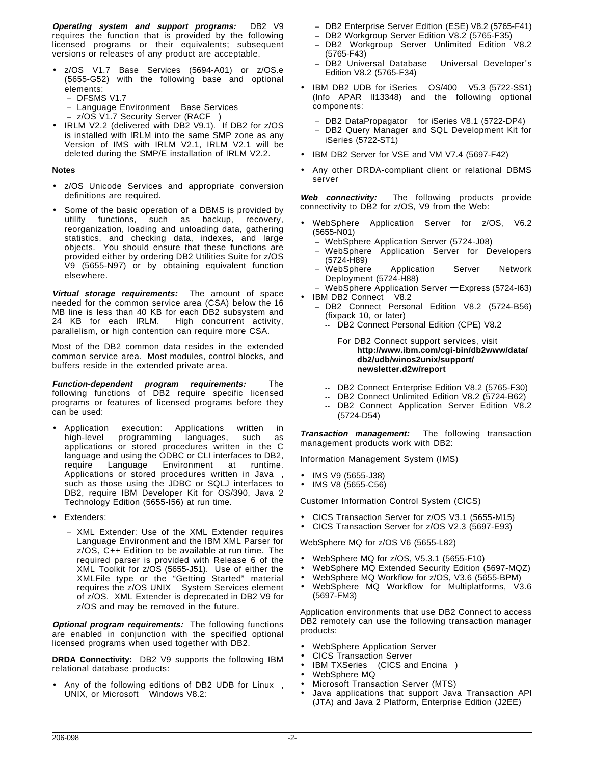***Operating system and support programs:*** DB2 V9 requires the function that is provided by the following licensed programs or their equivalents; subsequent versions or releases of any product are acceptable.

- z/OS V1.7 Base Services (5694-A01) or z/OS.e (5655-G52) with the following base and optional elements:
  - DFSMS V1.7
  - Language Environment Base Services
  - z/OS V1.7 Security Server (RACF )
- IRLM V2.2 (delivered with DB2 V9.1). If DB2 for z/OS is installed with IRLM into the same SMP zone as any Version of IMS with IRLM V2.1, IRLM V2.1 will be deleted during the SMP/E installation of IRLM V2.2.

**Notes**

- z/OS Unicode Services and appropriate conversion definitions are required.
- Some of the basic operation of a DBMS is provided by utility functions, such as backup, recovery, reorganization, loading and unloading data, gathering statistics, and checking data, indexes, and large objects. You should ensure that these functions are provided either by ordering DB2 Utilities Suite for z/OS V9 (5655-N97) or by obtaining equivalent function elsewhere.

***Virtual storage requirements:*** The amount of space needed for the common service area (CSA) below the 16 MB line is less than 40 KB for each DB2 subsystem and 24 KB for each IRLM. High concurrent activity, parallelism, or high contention can require more CSA.

Most of the DB2 common data resides in the extended common service area. Most modules, control blocks, and buffers reside in the extended private area.

***Function-dependent program requirements:*** The following functions of DB2 require specific licensed programs or features of licensed programs before they can be used:

- Application execution: Applications written in high-level programming languages, such as applications or stored procedures written in the C language and using the ODBC or CLI interfaces to DB2, require Language Environment at runtime. Applications or stored procedures written in Java , such as those using the JDBC or SQLJ interfaces to DB2, require IBM Developer Kit for OS/390, Java 2 Technology Edition (5655-I56) at run time.
- Extenders:
  - XML Extender: Use of the XML Extender requires Language Environment and the IBM XML Parser for z/OS, C++ Edition to be available at run time. The required parser is provided with Release 6 of the XML Toolkit for z/OS (5655-J51). Use of either the XMLFile type or the "Getting Started" material requires the z/OS UNIX System Services element of z/OS. XML Extender is deprecated in DB2 V9 for z/OS and may be removed in the future.

***Optional program requirements:*** The following functions are enabled in conjunction with the specified optional licensed programs when used together with DB2.

**DRDA Connectivity:** DB2 V9 supports the following IBM relational database products:

- Any of the following editions of DB2 UDB for Linux , UNIX, or Microsoft Windows V8.2:
  - DB2 Enterprise Server Edition (ESE) V8.2 (5765-F41)
  - DB2 Workgroup Server Edition V8.2 (5765-F35)
  - DB2 Workgroup Server Unlimited Edition V8.2 (5765-F43)
  - DB2 Universal Database Universal Developer´s Edition V8.2 (5765-F34)
- IBM DB2 UDB for iSeries OS/400 V5.3 (5722-SS1) (Info APAR II13348) and the following optional components:
  - DB2 DataPropagator for iSeries V8.1 (5722-DP4)
  - DB2 Query Manager and SQL Development Kit for iSeries (5722-ST1)
- IBM DB2 Server for VSE and VM V7.4 (5697-F42)
- Any other DRDA-compliant client or relational DBMS server

***Web connectivity:*** The following products provide connectivity to DB2 for z/OS, V9 from the Web:

- WebSphere Application Server for z/OS, V6.2 (5655-N01)
  - WebSphere Application Server (5724-J08)
  - WebSphere Application Server for Developers (5724-H89)
  - WebSphere Application Server Network Deployment (5724-H88)
  - WebSphere Application Server — Express (5724-I63)
- IBM DB2 Connect V8.2
  - DB2 Connect Personal Edition V8.2 (5724-B56) (fixpack 10, or later)
    - DB2 Connect Personal Edition (CPE) V8.2

      For DB2 Connect support services, visit **http://www.ibm.com/cgi-bin/db2www/data/db2/udb/winos2unix/support/newsletter.d2w/report**

    - DB2 Connect Enterprise Edition V8.2 (5765-F30)
    - DB2 Connect Unlimited Edition V8.2 (5724-B62)
    - DB2 Connect Application Server Edition V8.2 (5724-D54)

***Transaction management:*** The following transaction management products work with DB2:

Information Management System (IMS)

- IMS V9 (5655-J38)
- IMS V8 (5655-C56)

Customer Information Control System (CICS)

- CICS Transaction Server for z/OS V3.1 (5655-M15)
- CICS Transaction Server for z/OS V2.3 (5697-E93)

WebSphere MQ for z/OS V6 (5655-L82)

- WebSphere MQ for z/OS, V5.3.1 (5655-F10)
- WebSphere MQ Extended Security Edition (5697-MQZ)
- WebSphere MQ Workflow for z/OS, V3.6 (5655-BPM)
- WebSphere MQ Workflow for Multiplatforms, V3.6 (5697-FM3)

Application environments that use DB2 Connect to access DB2 remotely can use the following transaction manager products:

- WebSphere Application Server
- CICS Transaction Server
- IBM TXSeries (CICS and Encina )
- WebSphere MQ
- Microsoft Transaction Server (MTS)
- Java applications that support Java Transaction API (JTA) and Java 2 Platform, Enterprise Edition (J2EE)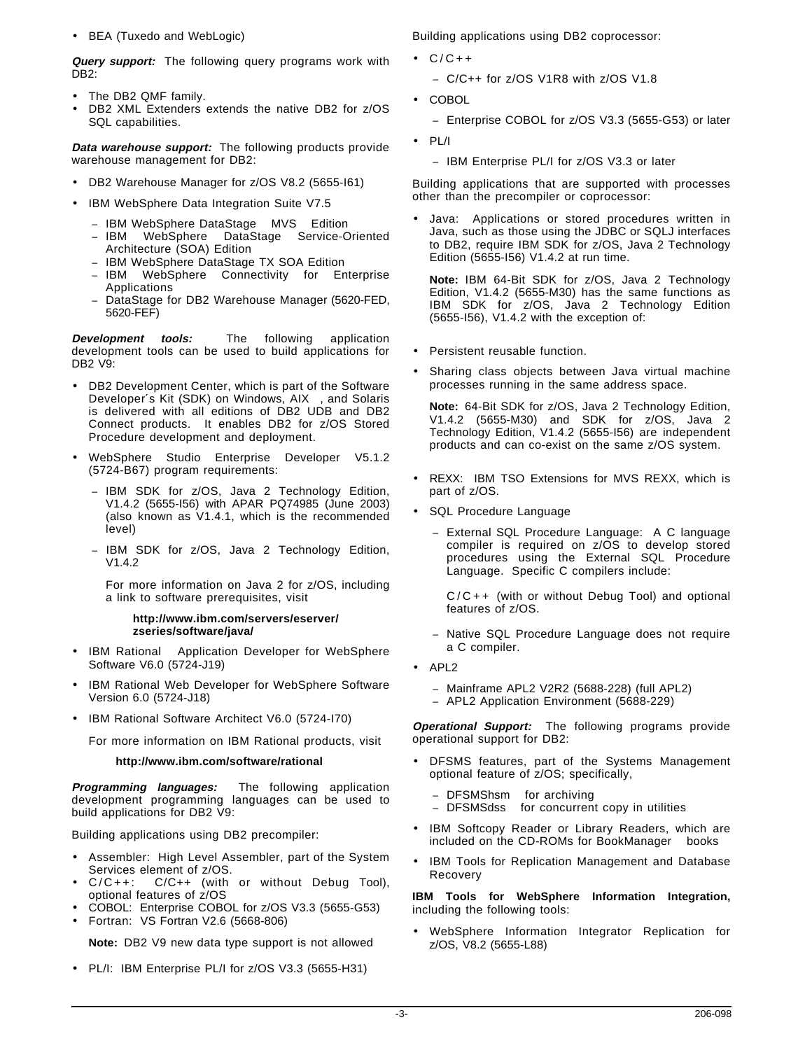- BEA (Tuxedo and WebLogic)

***Query support:*** The following query programs work with DB2:

- The DB2 QMF family.
- DB2 XML Extenders extends the native DB2 for z/OS SQL capabilities.

***Data warehouse support:*** The following products provide warehouse management for DB2:

- DB2 Warehouse Manager for z/OS V8.2 (5655-I61)
- IBM WebSphere Data Integration Suite V7.5
  - IBM WebSphere DataStage MVS Edition
  - IBM WebSphere DataStage Service-Oriented Architecture (SOA) Edition
  - IBM WebSphere DataStage TX SOA Edition
  - IBM WebSphere Connectivity for Enterprise Applications
  - DataStage for DB2 Warehouse Manager (5620-FED, 5620-FEF)

***Development tools:*** The following application development tools can be used to build applications for DB2 V9:

- DB2 Development Center, which is part of the Software Developer´s Kit (SDK) on Windows, AIX , and Solaris is delivered with all editions of DB2 UDB and DB2 Connect products. It enables DB2 for z/OS Stored Procedure development and deployment.
- WebSphere Studio Enterprise Developer V5.1.2 (5724-B67) program requirements:
  - IBM SDK for z/OS, Java 2 Technology Edition, V1.4.2 (5655-I56) with APAR PQ74985 (June 2003) (also known as V1.4.1, which is the recommended level)
  - IBM SDK for z/OS, Java 2 Technology Edition, V1.4.2

    For more information on Java 2 for z/OS, including a link to software prerequisites, visit

    **http://www.ibm.com/servers/eserver/zseries/software/java/**
- IBM Rational Application Developer for WebSphere Software V6.0 (5724-J19)
- IBM Rational Web Developer for WebSphere Software Version 6.0 (5724-J18)
- IBM Rational Software Architect V6.0 (5724-I70)

  For more information on IBM Rational products, visit

  **http://www.ibm.com/software/rational**

***Programming languages:*** The following application development programming languages can be used to build applications for DB2 V9:

Building applications using DB2 precompiler:

- Assembler: High Level Assembler, part of the System Services element of z/OS.
- C/C++: C/C++ (with or without Debug Tool), optional features of z/OS
- COBOL: Enterprise COBOL for z/OS V3.3 (5655-G53)
- Fortran: VS Fortran V2.6 (5668-806)

  **Note:** DB2 V9 new data type support is not allowed
- PL/I: IBM Enterprise PL/I for z/OS V3.3 (5655-H31)

Building applications using DB2 coprocessor:

- C/C++
  - C/C++ for z/OS V1R8 with z/OS V1.8
- COBOL
  - Enterprise COBOL for z/OS V3.3 (5655-G53) or later
- PL/I
  - IBM Enterprise PL/I for z/OS V3.3 or later

Building applications that are supported with processes other than the precompiler or coprocessor:

- Java: Applications or stored procedures written in Java, such as those using the JDBC or SQLJ interfaces to DB2, require IBM SDK for z/OS, Java 2 Technology Edition (5655-I56) V1.4.2 at run time.

  **Note:** IBM 64-Bit SDK for z/OS, Java 2 Technology Edition, V1.4.2 (5655-M30) has the same functions as IBM SDK for z/OS, Java 2 Technology Edition (5655-I56), V1.4.2 with the exception of:
- Persistent reusable function.
- Sharing class objects between Java virtual machine processes running in the same address space.

  **Note:** 64-Bit SDK for z/OS, Java 2 Technology Edition, V1.4.2 (5655-M30) and SDK for z/OS, Java 2 Technology Edition, V1.4.2 (5655-I56) are independent products and can co-exist on the same z/OS system.
- REXX: IBM TSO Extensions for MVS REXX, which is part of z/OS.
- SQL Procedure Language
  - External SQL Procedure Language: A C language compiler is required on z/OS to develop stored procedures using the External SQL Procedure Language. Specific C compilers include:

    C/C++ (with or without Debug Tool) and optional features of z/OS.
  - Native SQL Procedure Language does not require a C compiler.
- APL2
  - Mainframe APL2 V2R2 (5688-228) (full APL2)
  - APL2 Application Environment (5688-229)

***Operational Support:*** The following programs provide operational support for DB2:

- DFSMS features, part of the Systems Management optional feature of z/OS; specifically,
  - DFSMShsm for archiving
  - DFSMSdss for concurrent copy in utilities
- IBM Softcopy Reader or Library Readers, which are included on the CD-ROMs for BookManager books
- IBM Tools for Replication Management and Database Recovery

**IBM Tools for WebSphere Information Integration,** including the following tools:

- WebSphere Information Integrator Replication for z/OS, V8.2 (5655-L88)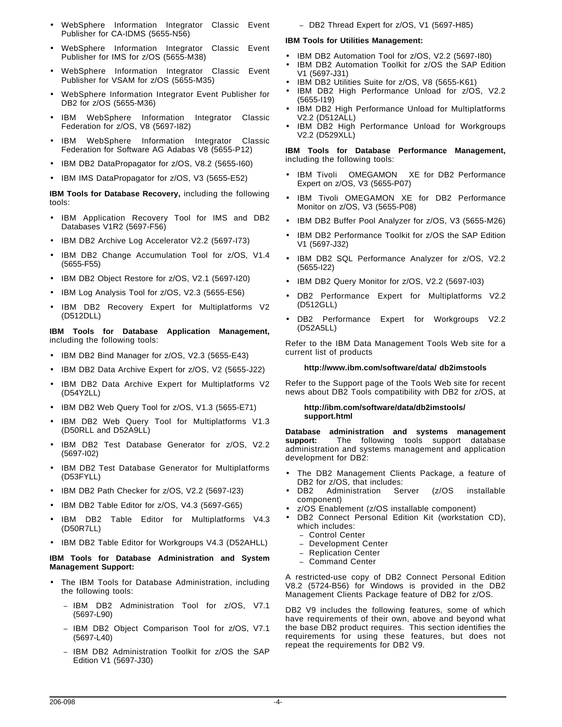- WebSphere Information Integrator Classic Event Publisher for CA-IDMS (5655-N56)
- WebSphere Information Integrator Classic Event Publisher for IMS for z/OS (5655-M38)
- WebSphere Information Integrator Classic Event Publisher for VSAM for z/OS (5655-M35)
- WebSphere Information Integrator Event Publisher for DB2 for z/OS (5655-M36)
- IBM WebSphere Information Integrator Classic Federation for z/OS, V8 (5697-I82)
- IBM WebSphere Information Integrator Classic Federation for Software AG Adabas V8 (5655-P12)
- IBM DB2 DataPropagator for z/OS, V8.2 (5655-I60)
- IBM IMS DataPropagator for z/OS, V3 (5655-E52)

**IBM Tools for Database Recovery,** including the following tools:

- IBM Application Recovery Tool for IMS and DB2 Databases V1R2 (5697-F56)
- IBM DB2 Archive Log Accelerator V2.2 (5697-I73)
- IBM DB2 Change Accumulation Tool for z/OS, V1.4 (5655-F55)
- IBM DB2 Object Restore for z/OS, V2.1 (5697-I20)
- IBM Log Analysis Tool for z/OS, V2.3 (5655-E56)
- IBM DB2 Recovery Expert for Multiplatforms V2 (D512DLL)

**IBM Tools for Database Application Management,** including the following tools:

- IBM DB2 Bind Manager for z/OS, V2.3 (5655-E43)
- IBM DB2 Data Archive Expert for z/OS, V2 (5655-J22)
- IBM DB2 Data Archive Expert for Multiplatforms V2 (D54Y2LL)
- IBM DB2 Web Query Tool for z/OS, V1.3 (5655-E71)
- IBM DB2 Web Query Tool for Multiplatforms V1.3 (D50RLL and D52A9LL)
- IBM DB2 Test Database Generator for z/OS, V2.2 (5697-I02)
- IBM DB2 Test Database Generator for Multiplatforms (D53FYLL)
- IBM DB2 Path Checker for z/OS, V2.2 (5697-I23)
- IBM DB2 Table Editor for z/OS, V4.3 (5697-G65)
- IBM DB2 Table Editor for Multiplatforms V4.3 (D50R7LL)
- IBM DB2 Table Editor for Workgroups V4.3 (D52AHLL)

**IBM Tools for Database Administration and System Management Support:**

- The IBM Tools for Database Administration, including the following tools:
  - IBM DB2 Administration Tool for z/OS, V7.1 (5697-L90)
  - IBM DB2 Object Comparison Tool for z/OS, V7.1 (5697-L40)
  - IBM DB2 Administration Toolkit for z/OS the SAP Edition V1 (5697-J30)
  - DB2 Thread Expert for z/OS, V1 (5697-H85)

**IBM Tools for Utilities Management:**

- IBM DB2 Automation Tool for z/OS, V2.2 (5697-I80)
- IBM DB2 Automation Toolkit for z/OS the SAP Edition V1 (5697-J31)
- IBM DB2 Utilities Suite for z/OS, V8 (5655-K61)
- IBM DB2 High Performance Unload for z/OS, V2.2 (5655-I19)
- IBM DB2 High Performance Unload for Multiplatforms V2.2 (D512ALL)
- IBM DB2 High Performance Unload for Workgroups V2.2 (D529XLL)

**IBM Tools for Database Performance Management,** including the following tools:

- IBM Tivoli OMEGAMON XE for DB2 Performance Expert on z/OS, V3 (5655-P07)
- IBM Tivoli OMEGAMON XE for DB2 Performance Monitor on z/OS, V3 (5655-P08)
- IBM DB2 Buffer Pool Analyzer for z/OS, V3 (5655-M26)
- IBM DB2 Performance Toolkit for z/OS the SAP Edition V1 (5697-J32)
- IBM DB2 SQL Performance Analyzer for z/OS, V2.2 (5655-I22)
- IBM DB2 Query Monitor for z/OS, V2.2 (5697-I03)
- DB2 Performance Expert for Multiplatforms V2.2 (D512GLL)
- DB2 Performance Expert for Workgroups V2.2 (D52A5LL)

Refer to the IBM Data Management Tools Web site for a current list of products

**http://www.ibm.com/software/data/ db2imstools**

Refer to the Support page of the Tools Web site for recent news about DB2 Tools compatibility with DB2 for z/OS, at

**http://ibm.com/software/data/db2imstools/ support.html**

**Database administration and systems management support:** The following tools support database administration and systems management and application development for DB2:

- The DB2 Management Clients Package, a feature of DB2 for z/OS, that includes:
- DB2 Administration Server (z/OS installable component)
- z/OS Enablement (z/OS installable component)
- DB2 Connect Personal Edition Kit (workstation CD), which includes:
  - Control Center
  - Development Center
  - Replication Center
  - Command Center

A restricted-use copy of DB2 Connect Personal Edition V8.2 (5724-B56) for Windows is provided in the DB2 Management Clients Package feature of DB2 for z/OS.

DB2 V9 includes the following features, some of which have requirements of their own, above and beyond what the base DB2 product requires. This section identifies the requirements for using these features, but does not repeat the requirements for DB2 V9.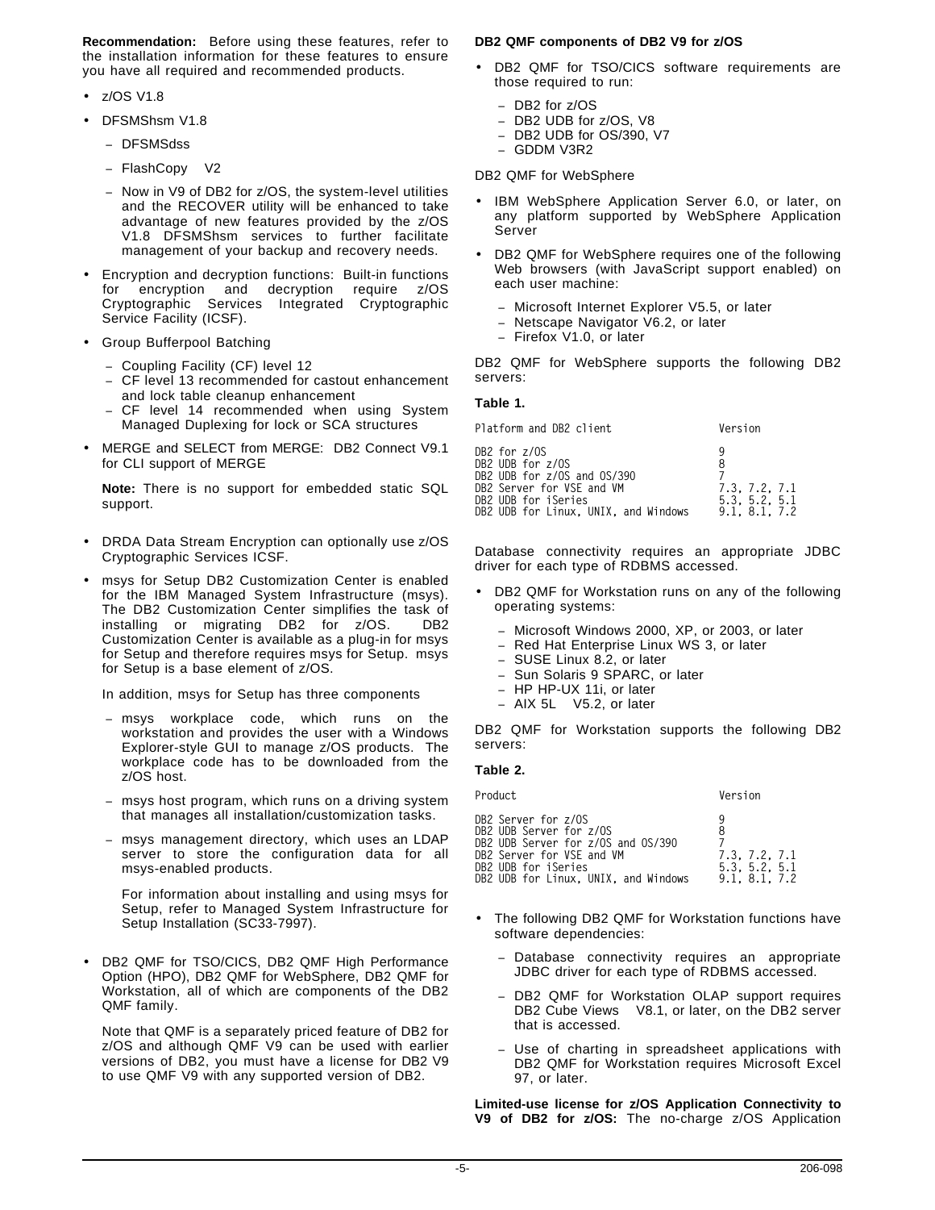**Recommendation:** Before using these features, refer to the installation information for these features to ensure you have all required and recommended products.

- z/OS V1.8
- DFSMShsm V1.8
  - DFSMSdss
  - FlashCopy V2
  - Now in V9 of DB2 for z/OS, the system-level utilities and the RECOVER utility will be enhanced to take advantage of new features provided by the z/OS V1.8 DFSMShsm services to further facilitate management of your backup and recovery needs.
- Encryption and decryption functions: Built-in functions for encryption and decryption require z/OS Cryptographic Services Integrated Cryptographic Service Facility (ICSF).
- Group Bufferpool Batching
  - Coupling Facility (CF) level 12
  - CF level 13 recommended for castout enhancement and lock table cleanup enhancement
  - CF level 14 recommended when using System Managed Duplexing for lock or SCA structures
- MERGE and SELECT from MERGE: DB2 Connect V9.1 for CLI support of MERGE

  **Note:** There is no support for embedded static SQL support.

- DRDA Data Stream Encryption can optionally use z/OS Cryptographic Services ICSF.
- msys for Setup DB2 Customization Center is enabled for the IBM Managed System Infrastructure (msys). The DB2 Customization Center simplifies the task of installing or migrating DB2 for z/OS. DB2 Customization Center is available as a plug-in for msys for Setup and therefore requires msys for Setup. msys for Setup is a base element of z/OS.

  In addition, msys for Setup has three components

  - msys workplace code, which runs on the workstation and provides the user with a Windows Explorer-style GUI to manage z/OS products. The workplace code has to be downloaded from the z/OS host.
  - msys host program, which runs on a driving system that manages all installation/customization tasks.
  - msys management directory, which uses an LDAP server to store the configuration data for all msys-enabled products.

    For information about installing and using msys for Setup, refer to Managed System Infrastructure for Setup Installation (SC33-7997).

- DB2 QMF for TSO/CICS, DB2 QMF High Performance Option (HPO), DB2 QMF for WebSphere, DB2 QMF for Workstation, all of which are components of the DB2 QMF family.

  Note that QMF is a separately priced feature of DB2 for z/OS and although QMF V9 can be used with earlier versions of DB2, you must have a license for DB2 V9 to use QMF V9 with any supported version of DB2.

**DB2 QMF components of DB2 V9 for z/OS**

- DB2 QMF for TSO/CICS software requirements are those required to run:
  - DB2 for z/OS
  - DB2 UDB for z/OS, V8
  - DB2 UDB for OS/390, V7
  - GDDM V3R2

DB2 QMF for WebSphere

- IBM WebSphere Application Server 6.0, or later, on any platform supported by WebSphere Application Server
- DB2 QMF for WebSphere requires one of the following Web browsers (with JavaScript support enabled) on each user machine:
  - Microsoft Internet Explorer V5.5, or later
  - Netscape Navigator V6.2, or later
  - Firefox V1.0, or later

DB2 QMF for WebSphere supports the following DB2 servers:

**Table 1.**

| Platform and DB2 client | Version |
|---|---|
| DB2 for z/OS | 9 |
| DB2 UDB for z/OS | 8 |
| DB2 UDB for z/OS and OS/390 | 7 |
| DB2 Server for VSE and VM | 7.3, 7.2, 7.1 |
| DB2 UDB for iSeries | 5.3, 5.2, 5.1 |
| DB2 UDB for Linux, UNIX, and Windows | 9.1, 8.1, 7.2 |

Database connectivity requires an appropriate JDBC driver for each type of RDBMS accessed.

- DB2 QMF for Workstation runs on any of the following operating systems:
  - Microsoft Windows 2000, XP, or 2003, or later
  - Red Hat Enterprise Linux WS 3, or later
  - SUSE Linux 8.2, or later
  - Sun Solaris 9 SPARC, or later
  - HP HP-UX 11i, or later
  - AIX 5L V5.2, or later

DB2 QMF for Workstation supports the following DB2 servers:

**Table 2.**

| Product | Version |
|---|---|
| DB2 Server for z/OS | 9 |
| DB2 UDB Server for z/OS | 8 |
| DB2 UDB Server for z/OS and OS/390 | 7 |
| DB2 Server for VSE and VM | 7.3, 7.2, 7.1 |
| DB2 UDB for iSeries | 5.3, 5.2, 5.1 |
| DB2 UDB for Linux, UNIX, and Windows | 9.1, 8.1, 7.2 |

- The following DB2 QMF for Workstation functions have software dependencies:
  - Database connectivity requires an appropriate JDBC driver for each type of RDBMS accessed.
  - DB2 QMF for Workstation OLAP support requires DB2 Cube Views V8.1, or later, on the DB2 server that is accessed.
  - Use of charting in spreadsheet applications with DB2 QMF for Workstation requires Microsoft Excel 97, or later.

**Limited-use license for z/OS Application Connectivity to V9 of DB2 for z/OS:** The no-charge z/OS Application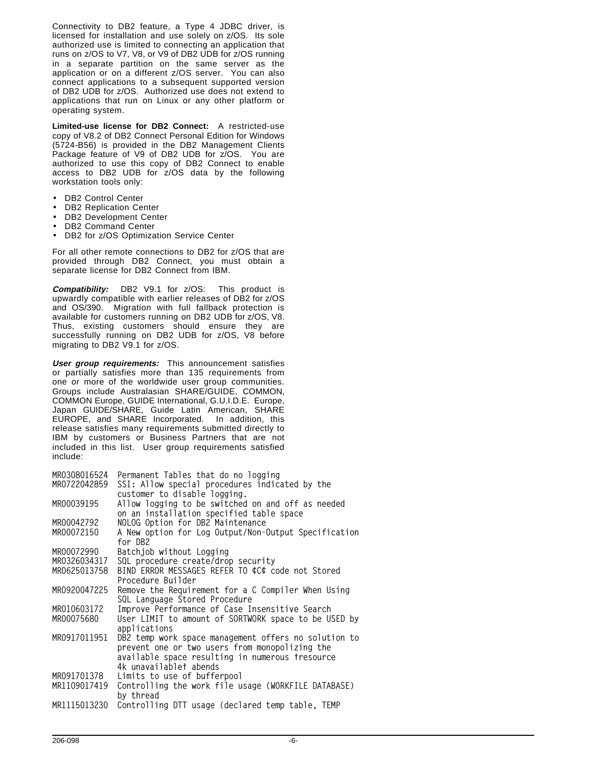Connectivity to DB2 feature, a Type 4 JDBC driver, is licensed for installation and use solely on z/OS. Its sole authorized use is limited to connecting an application that runs on z/OS to V7, V8, or V9 of DB2 UDB for z/OS running in a separate partition on the same server as the application or on a different z/OS server. You can also connect applications to a subsequent supported version of DB2 UDB for z/OS. Authorized use does not extend to applications that run on Linux or any other platform or operating system.

**Limited-use license for DB2 Connect:** A restricted-use copy of V8.2 of DB2 Connect Personal Edition for Windows (5724-B56) is provided in the DB2 Management Clients Package feature of V9 of DB2 UDB for z/OS. You are authorized to use this copy of DB2 Connect to enable access to DB2 UDB for z/OS data by the following workstation tools only:

- DB2 Control Center
- DB2 Replication Center
- DB2 Development Center
- DB2 Command Center
- DB2 for z/OS Optimization Service Center

For all other remote connections to DB2 for z/OS that are provided through DB2 Connect, you must obtain a separate license for DB2 Connect from IBM.

***Compatibility:*** DB2 V9.1 for z/OS: This product is upwardly compatible with earlier releases of DB2 for z/OS and OS/390. Migration with full fallback protection is available for customers running on DB2 UDB for z/OS, V8. Thus, existing customers should ensure they are successfully running on DB2 UDB for z/OS, V8 before migrating to DB2 V9.1 for z/OS.

***User group requirements:*** This announcement satisfies or partially satisfies more than 135 requirements from one or more of the worldwide user group communities. Groups include Australasian SHARE/GUIDE, COMMON, COMMON Europe, GUIDE International, G.U.I.D.E. Europe, Japan GUIDE/SHARE, Guide Latin American, SHARE EUROPE, and SHARE Incorporated. In addition, this release satisfies many requirements submitted directly to IBM by customers or Business Partners that are not included in this list. User group requirements satisfied include:

```
MR0308016524  Permanent Tables that do no logging
MR0722042859  SSI: Allow special procedures indicated by the
              customer to disable logging.
MR00039195    Allow logging to be switched on and off as needed
              on an installation specified table space
MR00042792    NOLOG Option for DB2 Maintenance
MR00072150    A New option for Log Output/Non-Output Specification
              for DB2
MR00072990    Batchjob without Logging
MR0326034317  SQL procedure create/drop security
MR0625013758  BIND ERROR MESSAGES REFER TO ¢C¢ code not Stored
              Procedure Builder
MR0920047225  Remove the Requirement for a C Compiler When Using
              SQL Language Stored Procedure
MR010603172   Improve Performance of Case Insensitive Search
MR00075680    User LIMIT to amount of SORTWORK space to be USED by
              applications
MR0917011951  DB2 temp work space management offers no solution to
              prevent one or two users from monopolizing the
              available space resulting in numerous †resource
              4k unavailable† abends
MR091701378   Limits to use of bufferpool
MR1109017419  Controlling the work file usage (WORKFILE DATABASE)
              by thread
MR1115013230  Controlling DTT usage (declared temp table, TEMP
```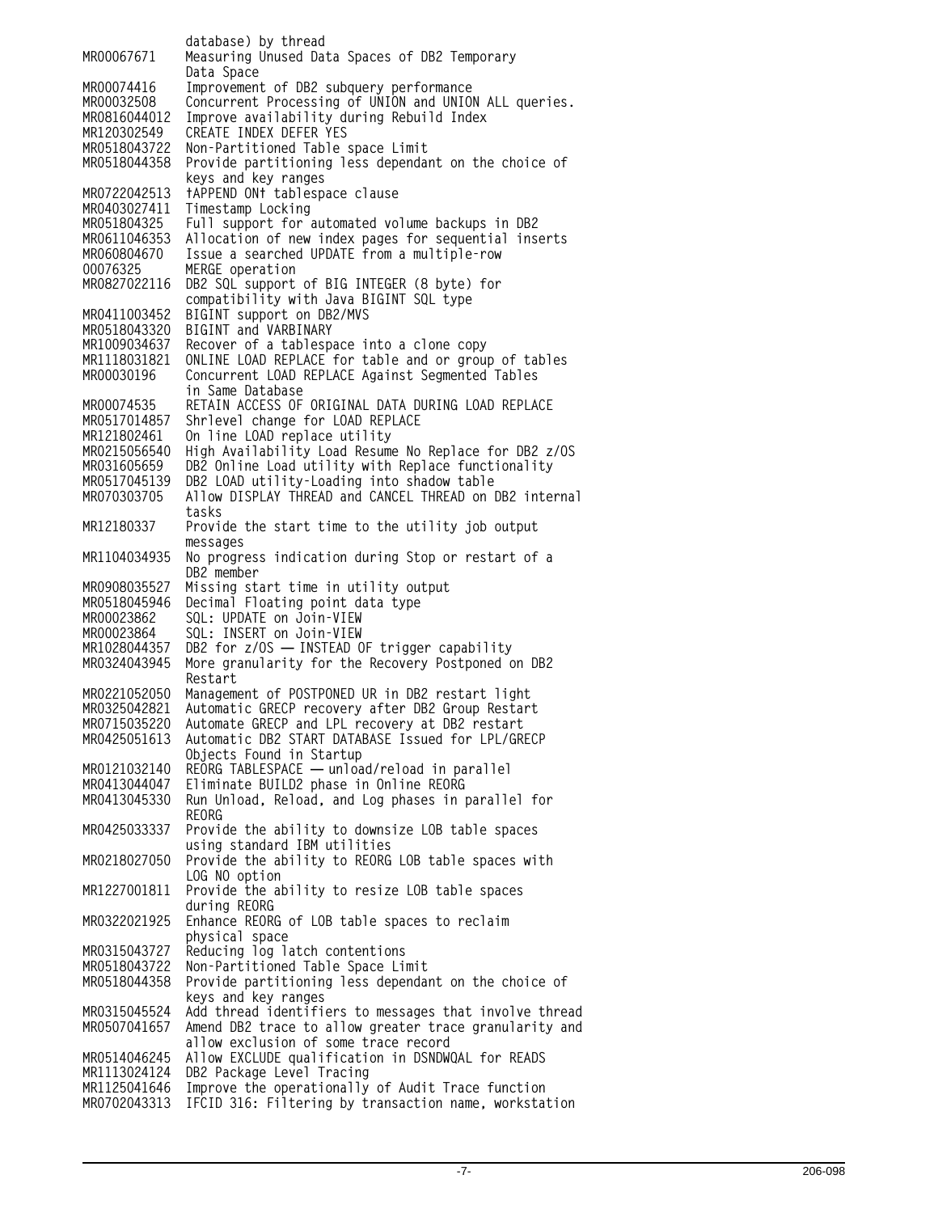| | |
|---|---|
| | database) by thread |
| MR00067671 | Measuring Unused Data Spaces of DB2 Temporary Data Space |
| MR00074416 | Improvement of DB2 subquery performance |
| MR00032508 | Concurrent Processing of UNION and UNION ALL queries. |
| MR0816044012 | Improve availability during Rebuild Index |
| MR120302549 | CREATE INDEX DEFER YES |
| MR0518043722 | Non-Partitioned Table space Limit |
| MR0518044358 | Provide partitioning less dependant on the choice of keys and key ranges |
| MR0722042513 | †APPEND ON† tablespace clause |
| MR0403027411 | Timestamp Locking |
| MR051804325 | Full support for automated volume backups in DB2 |
| MR0611046353 | Allocation of new index pages for sequential inserts |
| MR060804670 | Issue a searched UPDATE from a multiple-row |
| 00076325 | MERGE operation |
| MR0827022116 | DB2 SQL support of BIG INTEGER (8 byte) for compatibility with Java BIGINT SQL type |
| MR0411003452 | BIGINT support on DB2/MVS |
| MR0518043320 | BIGINT and VARBINARY |
| MR1009034637 | Recover of a tablespace into a clone copy |
| MR1118031821 | ONLINE LOAD REPLACE for table and or group of tables |
| MR00030196 | Concurrent LOAD REPLACE Against Segmented Tables in Same Database |
| MR00074535 | RETAIN ACCESS OF ORIGINAL DATA DURING LOAD REPLACE |
| MR0517014857 | Shrlevel change for LOAD REPLACE |
| MR121802461 | On line LOAD replace utility |
| MR0215056540 | High Availability Load Resume No Replace for DB2 z/OS |
| MR031605659 | DB2 Online Load utility with Replace functionality |
| MR0517045139 | DB2 LOAD utility-Loading into shadow table |
| MR070303705 | Allow DISPLAY THREAD and CANCEL THREAD on DB2 internal tasks |
| MR12180337 | Provide the start time to the utility job output messages |
| MR1104034935 | No progress indication during Stop or restart of a DB2 member |
| MR0908035527 | Missing start time in utility output |
| MR0518045946 | Decimal Floating point data type |
| MR00023862 | SQL: UPDATE on Join-VIEW |
| MR00023864 | SQL: INSERT on Join-VIEW |
| MR1028044357 | DB2 for z/OS — INSTEAD OF trigger capability |
| MR0324043945 | More granularity for the Recovery Postponed on DB2 Restart |
| MR0221052050 | Management of POSTPONED UR in DB2 restart light |
| MR0325042821 | Automatic GRECP recovery after DB2 Group Restart |
| MR0715035220 | Automate GRECP and LPL recovery at DB2 restart |
| MR0425051613 | Automatic DB2 START DATABASE Issued for LPL/GRECP Objects Found in Startup |
| MR0121032140 | REORG TABLESPACE — unload/reload in parallel |
| MR0413044047 | Eliminate BUILD2 phase in Online REORG |
| MR0413045330 | Run Unload, Reload, and Log phases in parallel for REORG |
| MR0425033337 | Provide the ability to downsize LOB table spaces using standard IBM utilities |
| MR0218027050 | Provide the ability to REORG LOB table spaces with LOG NO option |
| MR1227001811 | Provide the ability to resize LOB table spaces during REORG |
| MR0322021925 | Enhance REORG of LOB table spaces to reclaim physical space |
| MR0315043727 | Reducing log latch contentions |
| MR0518043722 | Non-Partitioned Table Space Limit |
| MR0518044358 | Provide partitioning less dependant on the choice of keys and key ranges |
| MR0315045524 | Add thread identifiers to messages that involve thread |
| MR0507041657 | Amend DB2 trace to allow greater trace granularity and allow exclusion of some trace record |
| MR0514046245 | Allow EXCLUDE qualification in DSNDWQAL for READS |
| MR1113024124 | DB2 Package Level Tracing |
| MR1125041646 | Improve the operationally of Audit Trace function |
| MR0702043313 | IFCID 316: Filtering by transaction name, workstation |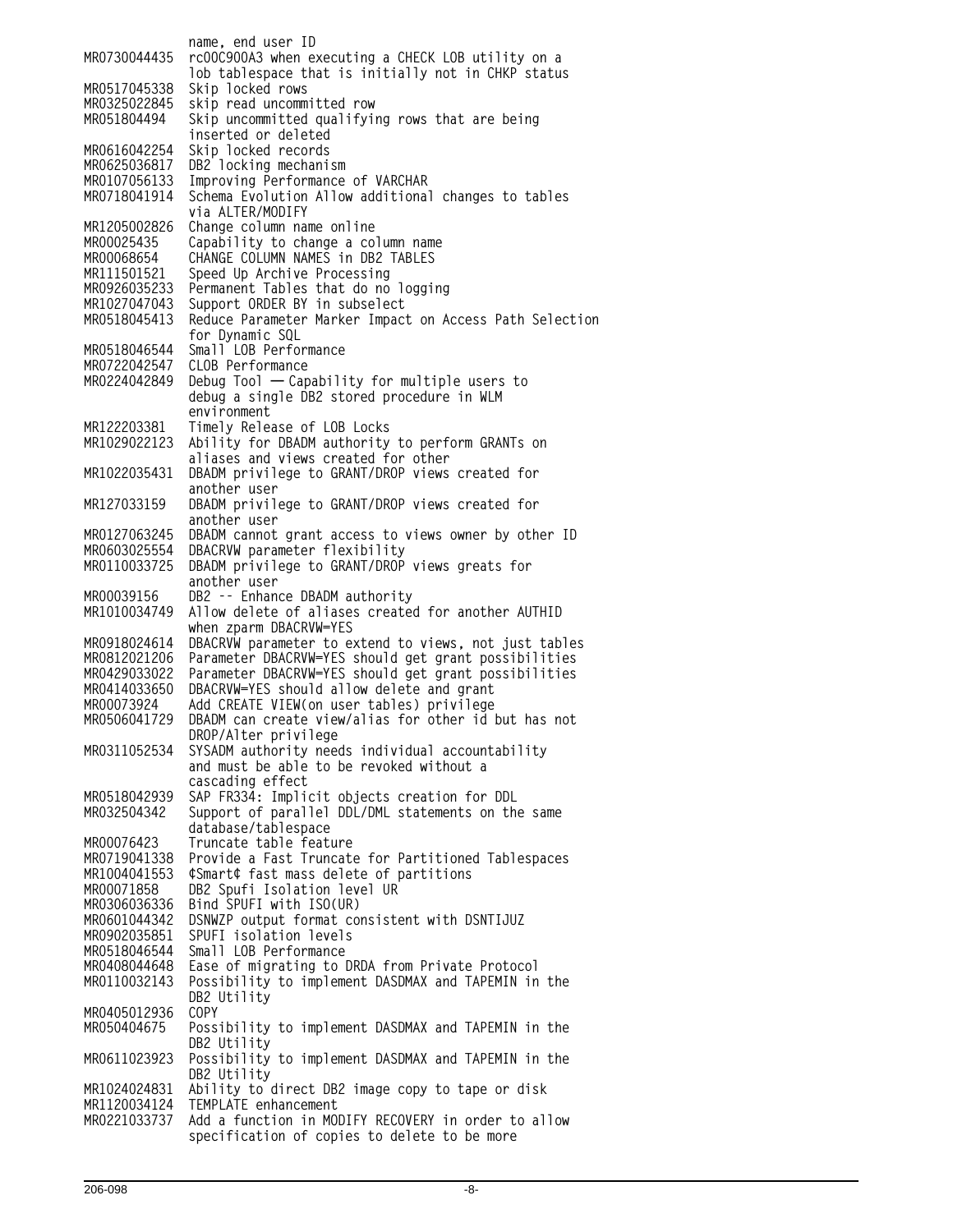| | |
|---|---|
| | name, end user ID |
| MR0730044435 | rc00C900A3 when executing a CHECK LOB utility on a lob tablespace that is initially not in CHKP status |
| MR0517045338 | Skip locked rows |
| MR0325022845 | skip read uncommitted row |
| MR051804494 | Skip uncommitted qualifying rows that are being inserted or deleted |
| MR0616042254 | Skip locked records |
| MR0625036817 | DB2 locking mechanism |
| MR0107056133 | Improving Performance of VARCHAR |
| MR0718041914 | Schema Evolution Allow additional changes to tables via ALTER/MODIFY |
| MR1205002826 | Change column name online |
| MR00025435 | Capability to change a column name |
| MR00068654 | CHANGE COLUMN NAMES in DB2 TABLES |
| MR111501521 | Speed Up Archive Processing |
| MR0926035233 | Permanent Tables that do no logging |
| MR1027047043 | Support ORDER BY in subselect |
| MR0518045413 | Reduce Parameter Marker Impact on Access Path Selection for Dynamic SQL |
| MR0518046544 | Small LOB Performance |
| MR0722042547 | CLOB Performance |
| MR0224042849 | Debug Tool — Capability for multiple users to debug a single DB2 stored procedure in WLM environment |
| MR122203381 | Timely Release of LOB Locks |
| MR1029022123 | Ability for DBADM authority to perform GRANTs on aliases and views created for other |
| MR1022035431 | DBADM privilege to GRANT/DROP views created for another user |
| MR127033159 | DBADM privilege to GRANT/DROP views created for another user |
| MR0127063245 | DBADM cannot grant access to views owner by other ID |
| MR0603025554 | DBACRVW parameter flexibility |
| MR0110033725 | DBADM privilege to GRANT/DROP views greats for another user |
| MR00039156 | DB2 -- Enhance DBADM authority |
| MR1010034749 | Allow delete of aliases created for another AUTHID when zparm DBACRVW=YES |
| MR0918024614 | DBACRVW parameter to extend to views, not just tables |
| MR0812021206 | Parameter DBACRVW=YES should get grant possibilities |
| MR0429033022 | Parameter DBACRVW=YES should get grant possibilities |
| MR0414033650 | DBACRVW=YES should allow delete and grant |
| MR00073924 | Add CREATE VIEW(on user tables) privilege |
| MR0506041729 | DBADM can create view/alias for other id but has not DROP/Alter privilege |
| MR0311052534 | SYSADM authority needs individual accountability and must be able to be revoked without a cascading effect |
| MR0518042939 | SAP FR334: Implicit objects creation for DDL |
| MR032504342 | Support of parallel DDL/DML statements on the same database/tablespace |
| MR00076423 | Truncate table feature |
| MR0719041338 | Provide a Fast Truncate for Partitioned Tablespaces |
| MR1004041553 | ¢Smart¢ fast mass delete of partitions |
| MR00071858 | DB2 Spufi Isolation level UR |
| MR0306036336 | Bind SPUFI with ISO(UR) |
| MR0601044342 | DSNWZP output format consistent with DSNTIJUZ |
| MR0902035851 | SPUFI isolation levels |
| MR0518046544 | Small LOB Performance |
| MR0408044648 | Ease of migrating to DRDA from Private Protocol |
| MR0110032143 | Possibility to implement DASDMAX and TAPEMIN in the DB2 Utility |
| MR0405012936 | COPY |
| MR050404675 | Possibility to implement DASDMAX and TAPEMIN in the DB2 Utility |
| MR0611023923 | Possibility to implement DASDMAX and TAPEMIN in the DB2 Utility |
| MR1024024831 | Ability to direct DB2 image copy to tape or disk |
| MR1120034124 | TEMPLATE enhancement |
| MR0221033737 | Add a function in MODIFY RECOVERY in order to allow specification of copies to delete to be more |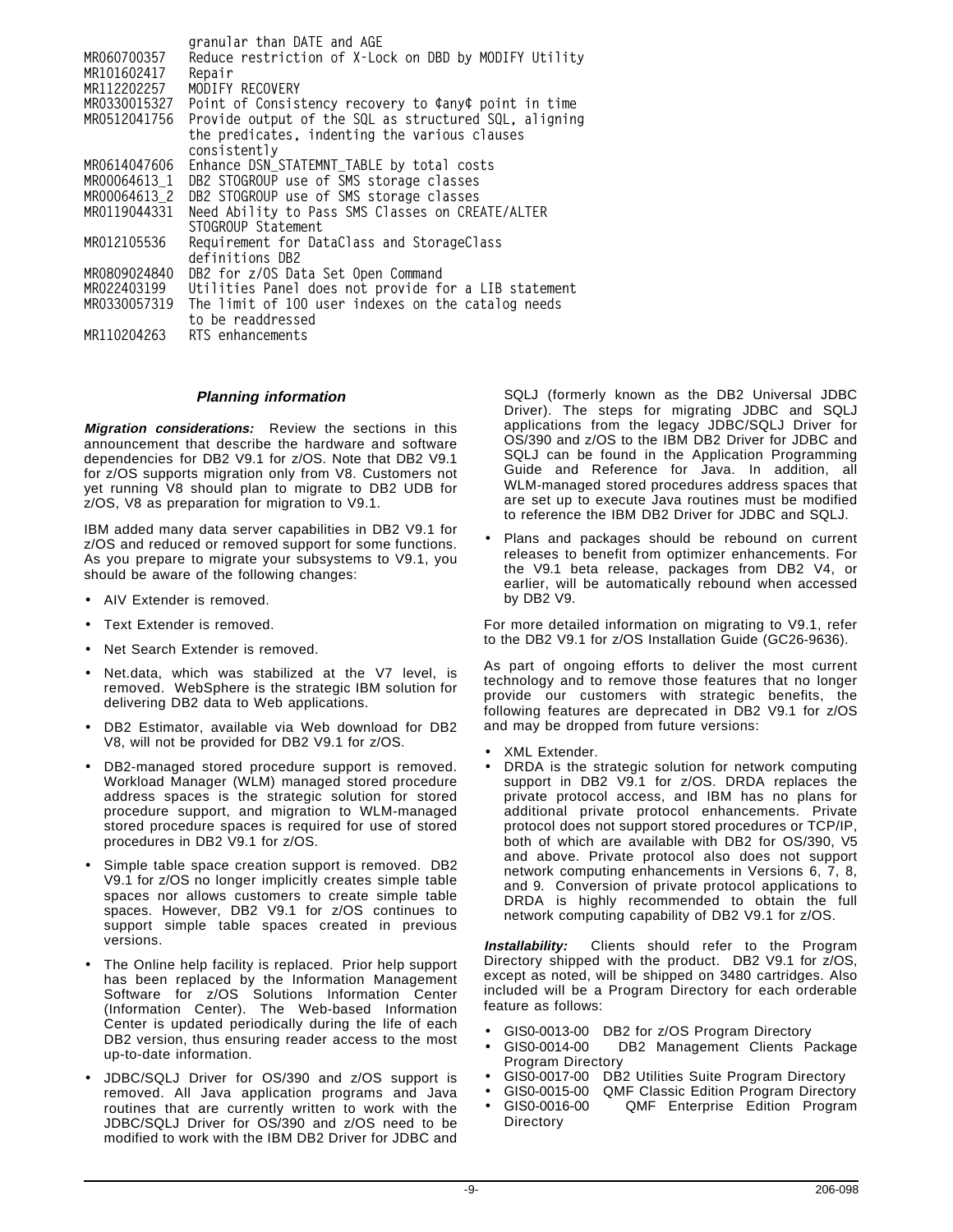| | |
|---|---|
| | granular than DATE and AGE |
| MR060700357 | Reduce restriction of X-Lock on DBD by MODIFY Utility |
| MR101602417 | Repair |
| MR112202257 | MODIFY RECOVERY |
| MR0330015327 | Point of Consistency recovery to ¢any¢ point in time |
| MR0512041756 | Provide output of the SQL as structured SQL, aligning the predicates, indenting the various clauses consistently |
| MR0614047606 | Enhance DSN_STATEMNT_TABLE by total costs |
| MR00064613_1 | DB2 STOGROUP use of SMS storage classes |
| MR00064613_2 | DB2 STOGROUP use of SMS storage classes |
| MR0119044331 | Need Ability to Pass SMS Classes on CREATE/ALTER STOGROUP Statement |
| MR012105536 | Requirement for DataClass and StorageClass definitions DB2 |
| MR0809024840 | DB2 for z/OS Data Set Open Command |
| MR022403199 | Utilities Panel does not provide for a LIB statement |
| MR0330057319 | The limit of 100 user indexes on the catalog needs to be readdressed |
| MR110204263 | RTS enhancements |

## Planning information

***Migration considerations:*** Review the sections in this announcement that describe the hardware and software dependencies for DB2 V9.1 for z/OS. Note that DB2 V9.1 for z/OS supports migration only from V8. Customers not yet running V8 should plan to migrate to DB2 UDB for z/OS, V8 as preparation for migration to V9.1.

IBM added many data server capabilities in DB2 V9.1 for z/OS and reduced or removed support for some functions. As you prepare to migrate your subsystems to V9.1, you should be aware of the following changes:

- AIV Extender is removed.
- Text Extender is removed.
- Net Search Extender is removed.
- Net.data, which was stabilized at the V7 level, is removed. WebSphere is the strategic IBM solution for delivering DB2 data to Web applications.
- DB2 Estimator, available via Web download for DB2 V8, will not be provided for DB2 V9.1 for z/OS.
- DB2-managed stored procedure support is removed. Workload Manager (WLM) managed stored procedure address spaces is the strategic solution for stored procedure support, and migration to WLM-managed stored procedure spaces is required for use of stored procedures in DB2 V9.1 for z/OS.
- Simple table space creation support is removed. DB2 V9.1 for z/OS no longer implicitly creates simple table spaces nor allows customers to create simple table spaces. However, DB2 V9.1 for z/OS continues to support simple table spaces created in previous versions.
- The Online help facility is replaced. Prior help support has been replaced by the Information Management Software for z/OS Solutions Information Center (Information Center). The Web-based Information Center is updated periodically during the life of each DB2 version, thus ensuring reader access to the most up-to-date information.
- JDBC/SQLJ Driver for OS/390 and z/OS support is removed. All Java application programs and Java routines that are currently written to work with the JDBC/SQLJ Driver for OS/390 and z/OS need to be modified to work with the IBM DB2 Driver for JDBC and SQLJ (formerly known as the DB2 Universal JDBC Driver). The steps for migrating JDBC and SQLJ applications from the legacy JDBC/SQLJ Driver for OS/390 and z/OS to the IBM DB2 Driver for JDBC and SQLJ can be found in the Application Programming Guide and Reference for Java. In addition, all WLM-managed stored procedures address spaces that are set up to execute Java routines must be modified to reference the IBM DB2 Driver for JDBC and SQLJ.
- Plans and packages should be rebound on current releases to benefit from optimizer enhancements. For the V9.1 beta release, packages from DB2 V4, or earlier, will be automatically rebound when accessed by DB2 V9.

For more detailed information on migrating to V9.1, refer to the DB2 V9.1 for z/OS Installation Guide (GC26-9636).

As part of ongoing efforts to deliver the most current technology and to remove those features that no longer provide our customers with strategic benefits, the following features are deprecated in DB2 V9.1 for z/OS and may be dropped from future versions:

- XML Extender.
- DRDA is the strategic solution for network computing support in DB2 V9.1 for z/OS. DRDA replaces the private protocol access, and IBM has no plans for additional private protocol enhancements. Private protocol does not support stored procedures or TCP/IP, both of which are available with DB2 for OS/390, V5 and above. Private protocol also does not support network computing enhancements in Versions 6, 7, 8, and 9. Conversion of private protocol applications to DRDA is highly recommended to obtain the full network computing capability of DB2 V9.1 for z/OS.

***Installability:*** Clients should refer to the Program Directory shipped with the product. DB2 V9.1 for z/OS, except as noted, will be shipped on 3480 cartridges. Also included will be a Program Directory for each orderable feature as follows:

- GIS0-0013-00 DB2 for z/OS Program Directory
- GIS0-0014-00 DB2 Management Clients Package Program Directory
- GIS0-0017-00 DB2 Utilities Suite Program Directory
- GIS0-0015-00 QMF Classic Edition Program Directory
- GIS0-0016-00 QMF Enterprise Edition Program Directory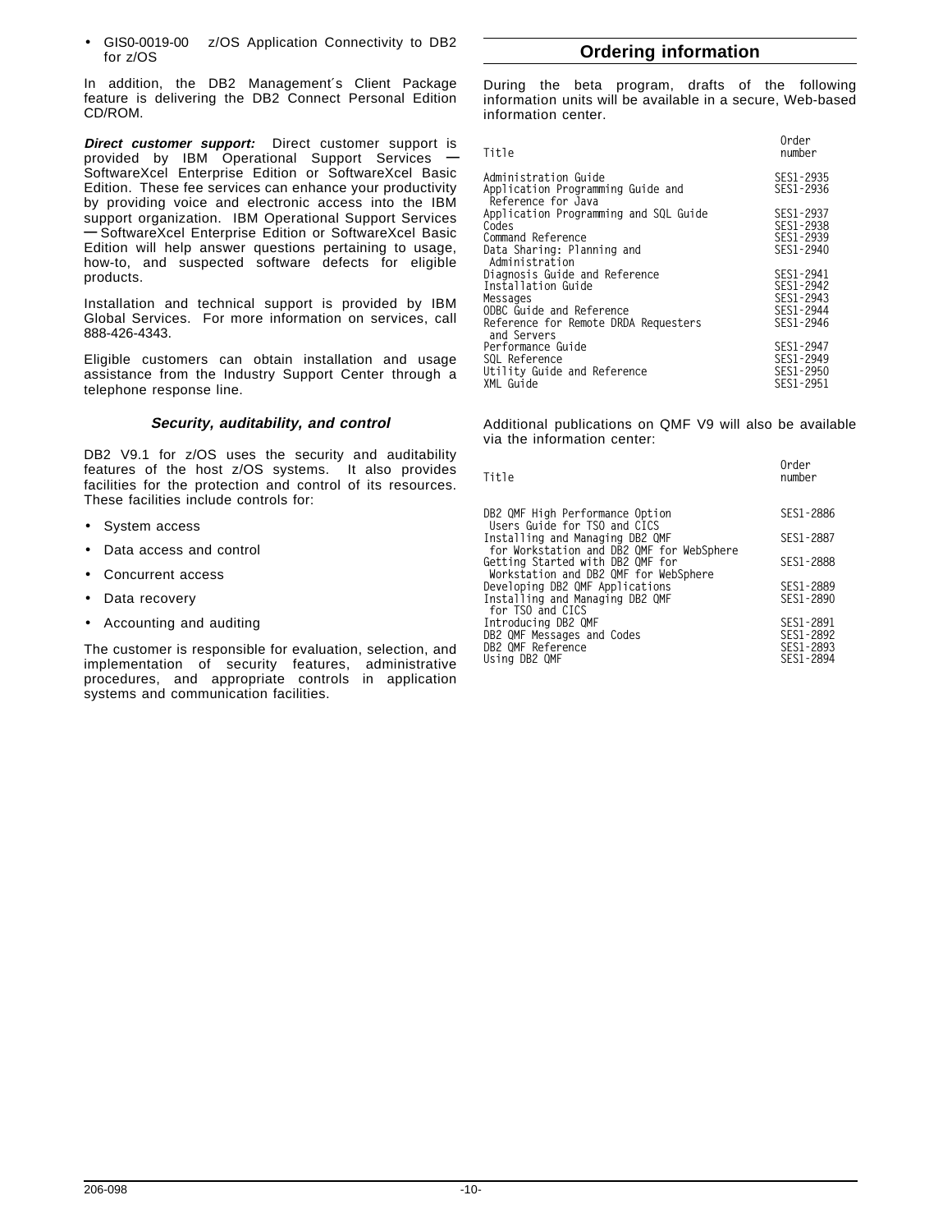- GIS0-0019-00 z/OS Application Connectivity to DB2 for z/OS

In addition, the DB2 Management´s Client Package feature is delivering the DB2 Connect Personal Edition CD/ROM.

***Direct customer support:*** Direct customer support is provided by IBM Operational Support Services — SoftwareXcel Enterprise Edition or SoftwareXcel Basic Edition. These fee services can enhance your productivity by providing voice and electronic access into the IBM support organization. IBM Operational Support Services — SoftwareXcel Enterprise Edition or SoftwareXcel Basic Edition will help answer questions pertaining to usage, how-to, and suspected software defects for eligible products.

Installation and technical support is provided by IBM Global Services. For more information on services, call 888-426-4343.

Eligible customers can obtain installation and usage assistance from the Industry Support Center through a telephone response line.

### *Security, auditability, and control*

DB2 V9.1 for z/OS uses the security and auditability features of the host z/OS systems. It also provides facilities for the protection and control of its resources. These facilities include controls for:

- System access
- Data access and control
- Concurrent access
- Data recovery
- Accounting and auditing

The customer is responsible for evaluation, selection, and implementation of security features, administrative procedures, and appropriate controls in application systems and communication facilities.

## Ordering information

During the beta program, drafts of the following information units will be available in a secure, Web-based information center.

| Title | Order number |
|---|---|
| Administration Guide | SES1-2935 |
| Application Programming Guide and Reference for Java | SES1-2936 |
| Application Programming and SQL Guide | SES1-2937 |
| Codes | SES1-2938 |
| Command Reference | SES1-2939 |
| Data Sharing: Planning and Administration | SES1-2940 |
| Diagnosis Guide and Reference | SES1-2941 |
| Installation Guide | SES1-2942 |
| Messages | SES1-2943 |
| ODBC Guide and Reference | SES1-2944 |
| Reference for Remote DRDA Requesters and Servers | SES1-2946 |
| Performance Guide | SES1-2947 |
| SQL Reference | SES1-2949 |
| Utility Guide and Reference | SES1-2950 |
| XML Guide | SES1-2951 |

Additional publications on QMF V9 will also be available via the information center:

| Title | Order number |
|---|---|
| DB2 QMF High Performance Option Users Guide for TSO and CICS | SES1-2886 |
| Installing and Managing DB2 QMF for Workstation and DB2 QMF for WebSphere | SES1-2887 |
| Getting Started with DB2 QMF for Workstation and DB2 QMF for WebSphere | SES1-2888 |
| Developing DB2 QMF Applications | SES1-2889 |
| Installing and Managing DB2 QMF for TSO and CICS | SES1-2890 |
| Introducing DB2 QMF | SES1-2891 |
| DB2 QMF Messages and Codes | SES1-2892 |
| DB2 QMF Reference | SES1-2893 |
| Using DB2 QMF | SES1-2894 |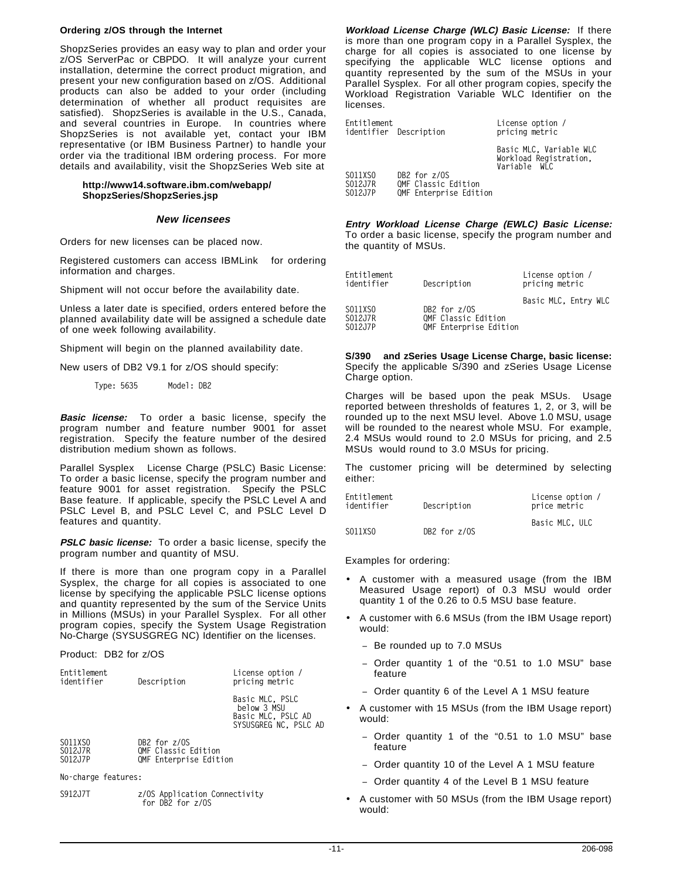### Ordering z/OS through the Internet

ShopzSeries provides an easy way to plan and order your z/OS ServerPac or CBPDO. It will analyze your current installation, determine the correct product migration, and present your new configuration based on z/OS. Additional products can also be added to your order (including determination of whether all product requisites are satisfied). ShopzSeries is available in the U.S., Canada, and several countries in Europe. In countries where ShopzSeries is not available yet, contact your IBM representative (or IBM Business Partner) to handle your order via the traditional IBM ordering process. For more details and availability, visit the ShopzSeries Web site at

**http://www14.software.ibm.com/webapp/ShopzSeries/ShopzSeries.jsp**

## *New licensees*

Orders for new licenses can be placed now.

Registered customers can access IBMLink for ordering information and charges.

Shipment will not occur before the availability date.

Unless a later date is specified, orders entered before the planned availability date will be assigned a schedule date of one week following availability.

Shipment will begin on the planned availability date.

New users of DB2 V9.1 for z/OS should specify:

```
Type: 5635      Model: DB2
```

***Basic license:*** To order a basic license, specify the program number and feature number 9001 for asset registration. Specify the feature number of the desired distribution medium shown as follows.

Parallel Sysplex License Charge (PSLC) Basic License: To order a basic license, specify the program number and feature 9001 for asset registration. Specify the PSLC Base feature. If applicable, specify the PSLC Level A and PSLC Level B, and PSLC Level C, and PSLC Level D features and quantity.

***PSLC basic license:*** To order a basic license, specify the program number and quantity of MSU.

If there is more than one program copy in a Parallel Sysplex, the charge for all copies is associated to one license by specifying the applicable PSLC license options and quantity represented by the sum of the Service Units in Millions (MSUs) in your Parallel Sysplex. For all other program copies, specify the System Usage Registration No-Charge (SYSUSGREG NC) Identifier on the licenses.

Product: DB2 for z/OS

| Entitlement identifier | Description | License option / pricing metric |
|---|---|---|
| | | Basic MLC, PSLC below 3 MSU<br>Basic MLC, PSLC AD<br>SYSUSGREG NC, PSLC AD |
| S011XS0 | DB2 for z/OS | |
| S012J7R | QMF Classic Edition | |
| S012J7P | QMF Enterprise Edition | |

No-charge features:

| | |
|---|---|
| S912J7T | z/OS Application Connectivity for DB2 for z/OS |

***Workload License Charge (WLC) Basic License:*** If there is more than one program copy in a Parallel Sysplex, the charge for all copies is associated to one license by specifying the applicable WLC license options and quantity represented by the sum of the MSUs in your Parallel Sysplex. For all other program copies, specify the Workload Registration Variable WLC Identifier on the licenses.

| Entitlement identifier | Description | License option / pricing metric |
|---|---|---|
| | | Basic MLC, Variable WLC<br>Workload Registration, Variable WLC |
| S011XS0 | DB2 for z/OS | |
| S012J7R | QMF Classic Edition | |
| S012J7P | QMF Enterprise Edition | |

***Entry Workload License Charge (EWLC) Basic License:*** To order a basic license, specify the program number and the quantity of MSUs.

| Entitlement identifier | Description | License option / pricing metric |
|---|---|---|
| | | Basic MLC, Entry WLC |
| S011XS0 | DB2 for z/OS | |
| S012J7R | QMF Classic Edition | |
| S012J7P | QMF Enterprise Edition | |

**S/390 and zSeries Usage License Charge, basic license:** Specify the applicable S/390 and zSeries Usage License Charge option.

Charges will be based upon the peak MSUs. Usage reported between thresholds of features 1, 2, or 3, will be rounded up to the next MSU level. Above 1.0 MSU, usage will be rounded to the nearest whole MSU. For example, 2.4 MSUs would round to 2.0 MSUs for pricing, and 2.5 MSUs would round to 3.0 MSUs for pricing.

The customer pricing will be determined by selecting either:

| Entitlement identifier | Description | License option / price metric |
|---|---|---|
| | | Basic MLC, ULC |
| S011XS0 | DB2 for z/OS | |

Examples for ordering:

- A customer with a measured usage (from the IBM Measured Usage report) of 0.3 MSU would order quantity 1 of the 0.26 to 0.5 MSU base feature.
- A customer with 6.6 MSUs (from the IBM Usage report) would:
  - Be rounded up to 7.0 MSUs
  - Order quantity 1 of the "0.51 to 1.0 MSU" base feature
  - Order quantity 6 of the Level A 1 MSU feature
- A customer with 15 MSUs (from the IBM Usage report) would:
  - Order quantity 1 of the "0.51 to 1.0 MSU" base feature
  - Order quantity 10 of the Level A 1 MSU feature
  - Order quantity 4 of the Level B 1 MSU feature
- A customer with 50 MSUs (from the IBM Usage report) would: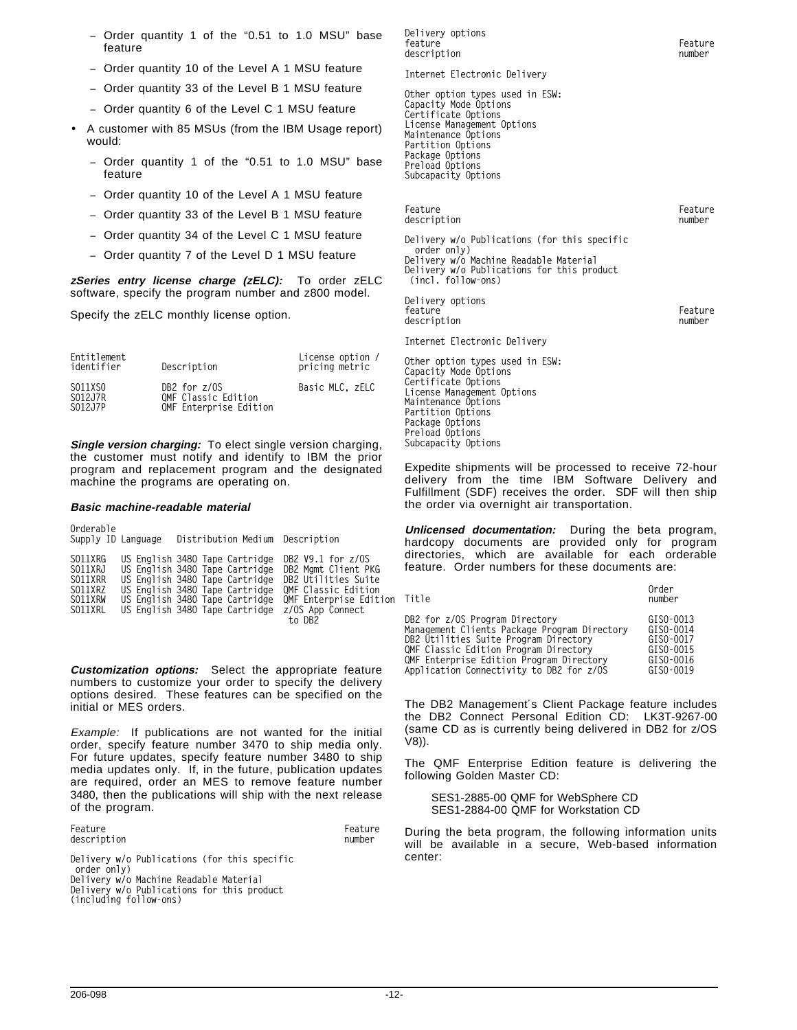- Order quantity 1 of the "0.51 to 1.0 MSU" base feature
- Order quantity 10 of the Level A 1 MSU feature
- Order quantity 33 of the Level B 1 MSU feature
- Order quantity 6 of the Level C 1 MSU feature

- A customer with 85 MSUs (from the IBM Usage report) would:
  - Order quantity 1 of the "0.51 to 1.0 MSU" base feature
  - Order quantity 10 of the Level A 1 MSU feature
  - Order quantity 33 of the Level B 1 MSU feature
  - Order quantity 34 of the Level C 1 MSU feature
  - Order quantity 7 of the Level D 1 MSU feature

***zSeries entry license charge (zELC):*** To order zELC software, specify the program number and z800 model.

Specify the zELC monthly license option.

| Entitlement identifier | Description | License option / pricing metric |
|---|---|---|
| S011XS0 | DB2 for z/OS | Basic MLC, zELC |
| S012J7R | QMF Classic Edition | |
| S012J7P | QMF Enterprise Edition | |

***Single version charging:*** To elect single version charging, the customer must notify and identify to IBM the prior program and replacement program and the designated machine the programs are operating on.

***Basic machine-readable material***

| Orderable Supply ID | Language | Distribution Medium | Description |
|---|---|---|---|
| S011XRG | US English | 3480 Tape Cartridge | DB2 V9.1 for z/OS |
| S011XRJ | US English | 3480 Tape Cartridge | DB2 Mgmt Client PKG |
| S011XRR | US English | 3480 Tape Cartridge | DB2 Utilities Suite |
| S011XRZ | US English | 3480 Tape Cartridge | QMF Classic Edition |
| S011XRW | US English | 3480 Tape Cartridge | QMF Enterprise Edition |
| S011XRL | US English | 3480 Tape Cartridge | z/OS App Connect to DB2 |

***Customization options:*** Select the appropriate feature numbers to customize your order to specify the delivery options desired. These features can be specified on the initial or MES orders.

*Example:* If publications are not wanted for the initial order, specify feature number 3470 to ship media only. For future updates, specify feature number 3480 to ship media updates only. If, in the future, publication updates are required, order an MES to remove feature number 3480, then the publications will ship with the next release of the program.

| Feature description | Feature number |
|---|---|
| Delivery w/o Publications (for this specific order only) | |
| Delivery w/o Machine Readable Material | |
| Delivery w/o Publications for this product (including follow-ons) | |

| Delivery options feature description | Feature number |
|---|---|
| Internet Electronic Delivery | |

Other option types used in ESW:
Capacity Mode Options
Certificate Options
License Management Options
Maintenance Options
Partition Options
Package Options
Preload Options
Subcapacity Options

| Feature description | Feature number |
|---|---|
| Delivery w/o Publications (for this specific order only) | |
| Delivery w/o Machine Readable Material | |
| Delivery w/o Publications for this product (incl. follow-ons) | |

| Delivery options feature description | Feature number |
|---|---|
| Internet Electronic Delivery | |

Other option types used in ESW:
Capacity Mode Options
Certificate Options
License Management Options
Maintenance Options
Partition Options
Package Options
Preload Options
Subcapacity Options

Expedite shipments will be processed to receive 72-hour delivery from the time IBM Software Delivery and Fulfillment (SDF) receives the order. SDF will then ship the order via overnight air transportation.

***Unlicensed documentation:*** During the beta program, hardcopy documents are provided only for program directories, which are available for each orderable feature. Order numbers for these documents are:

| Title | Order number |
|---|---|
| DB2 for z/OS Program Directory | GIS0-0013 |
| Management Clients Package Program Directory | GIS0-0014 |
| DB2 Utilities Suite Program Directory | GIS0-0017 |
| QMF Classic Edition Program Directory | GIS0-0015 |
| QMF Enterprise Edition Program Directory | GIS0-0016 |
| Application Connectivity to DB2 for z/OS | GIS0-0019 |

The DB2 Management´s Client Package feature includes the DB2 Connect Personal Edition CD: LK3T-9267-00 (same CD as is currently being delivered in DB2 for z/OS V8)).

The QMF Enterprise Edition feature is delivering the following Golden Master CD:

SES1-2885-00 QMF for WebSphere CD
SES1-2884-00 QMF for Workstation CD

During the beta program, the following information units will be available in a secure, Web-based information center: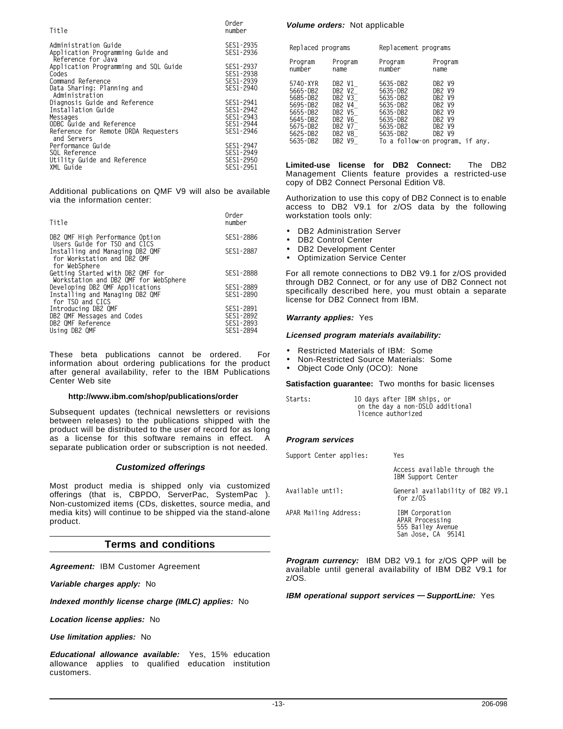| Title | Order number |
|---|---|
| Administration Guide | SES1-2935 |
| Application Programming Guide and Reference for Java | SES1-2936 |
| Application Programming and SQL Guide | SES1-2937 |
| Codes | SES1-2938 |
| Command Reference | SES1-2939 |
| Data Sharing: Planning and Administration | SES1-2940 |
| Diagnosis Guide and Reference | SES1-2941 |
| Installation Guide | SES1-2942 |
| Messages | SES1-2943 |
| ODBC Guide and Reference | SES1-2944 |
| Reference for Remote DRDA Requesters and Servers | SES1-2946 |
| Performance Guide | SES1-2947 |
| SQL Reference | SES1-2949 |
| Utility Guide and Reference | SES1-2950 |
| XML Guide | SES1-2951 |

Additional publications on QMF V9 will also be available via the information center:

| Title | Order number |
|---|---|
| DB2 QMF High Performance Option Users Guide for TSO and CICS | SES1-2886 |
| Installing and Managing DB2 QMF for Workstation and DB2 QMF for WebSphere | SES1-2887 |
| Getting Started with DB2 QMF for Workstation and DB2 QMF for WebSphere | SES1-2888 |
| Developing DB2 QMF Applications | SES1-2889 |
| Installing and Managing DB2 QMF for TSO and CICS | SES1-2890 |
| Introducing DB2 QMF | SES1-2891 |
| DB2 QMF Messages and Codes | SES1-2892 |
| DB2 QMF Reference | SES1-2893 |
| Using DB2 QMF | SES1-2894 |

These beta publications cannot be ordered. For information about ordering publications for the product after general availability, refer to the IBM Publications Center Web site

**http://www.ibm.com/shop/publications/order**

Subsequent updates (technical newsletters or revisions between releases) to the publications shipped with the product will be distributed to the user of record for as long as a license for this software remains in effect. A separate publication order or subscription is not needed.

### *Customized offerings*

Most product media is shipped only via customized offerings (that is, CBPDO, ServerPac, SystemPac ). Non-customized items (CDs, diskettes, source media, and media kits) will continue to be shipped via the stand-alone product.

## Terms and conditions

***Agreement:*** IBM Customer Agreement

***Variable charges apply:*** No

***Indexed monthly license charge (IMLC) applies:*** No

***Location license applies:*** No

***Use limitation applies:*** No

***Educational allowance available:*** Yes, 15% education allowance applies to qualified education institution customers.

***Volume orders:*** Not applicable

| Replaced programs | | Replacement programs | |
|---|---|---|---|
| Program number | Program name | Program number | Program name |
| 5740-XYR | DB2 V1_ | 5635-DB2 | DB2 V9 |
| 5665-DB2 | DB2 V2_ | 5635-DB2 | DB2 V9 |
| 5685-DB2 | DB2 V3_ | 5635-DB2 | DB2 V9 |
| 5695-DB2 | DB2 V4_ | 5635-DB2 | DB2 V9 |
| 5655-DB2 | DB2 V5_ | 5635-DB2 | DB2 V9 |
| 5645-DB2 | DB2 V6_ | 5635-DB2 | DB2 V9 |
| 5675-DB2 | DB2 V7_ | 5635-DB2 | DB2 V9 |
| 5625-DB2 | DB2 V8_ | 5635-DB2 | DB2 V9 |
| 5635-DB2 | DB2 V9_ | To a follow-on program, if any. | |

**Limited-use license for DB2 Connect:** The DB2 Management Clients feature provides a restricted-use copy of DB2 Connect Personal Edition V8.

Authorization to use this copy of DB2 Connect is to enable access to DB2 V9.1 for z/OS data by the following workstation tools only:

- DB2 Administration Server
- DB2 Control Center
- DB2 Development Center
- Optimization Service Center

For all remote connections to DB2 V9.1 for z/OS provided through DB2 Connect, or for any use of DB2 Connect not specifically described here, you must obtain a separate license for DB2 Connect from IBM.

***Warranty applies:*** Yes

***Licensed program materials availability:***

- Restricted Materials of IBM: Some
- Non-Restricted Source Materials: Some
- Object Code Only (OCO): None

**Satisfaction guarantee:** Two months for basic licenses

Starts: 10 days after IBM ships, or on the day a non-DSLO additional licence authorized

***Program services***

| | |
|---|---|
| Support Center applies: | Yes |
| | Access available through the IBM Support Center |
| Available until: | General availability of DB2 V9.1 for z/OS |
| APAR Mailing Address: | IBM Corporation<br>APAR Processing<br>555 Bailey Avenue<br>San Jose, CA 95141 |

***Program currency:*** IBM DB2 V9.1 for z/OS QPP will be available until general availability of IBM DB2 V9.1 for z/OS.

***IBM operational support services — SupportLine:*** Yes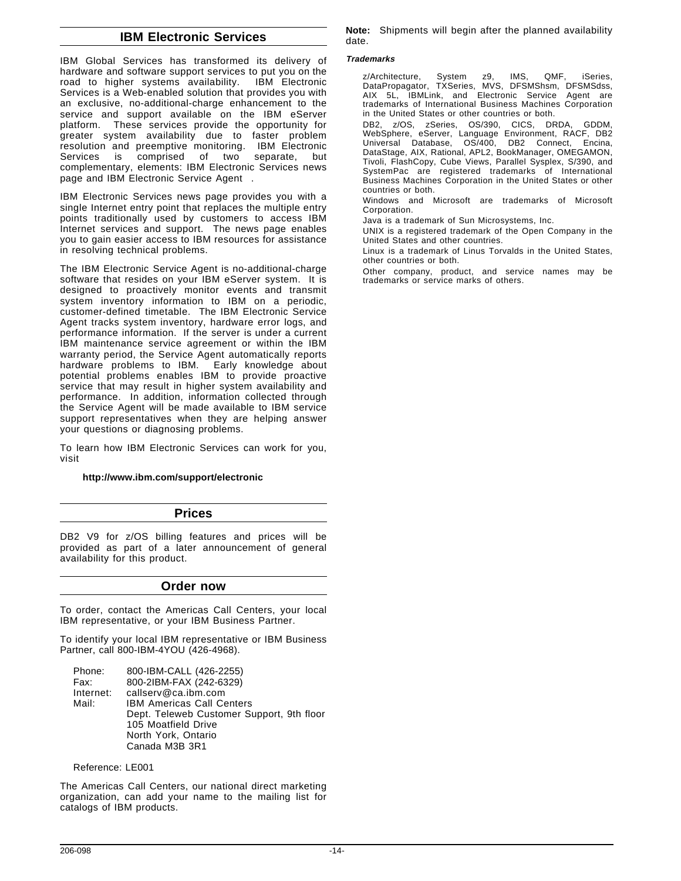## IBM Electronic Services

IBM Global Services has transformed its delivery of hardware and software support services to put you on the road to higher systems availability. IBM Electronic Services is a Web-enabled solution that provides you with an exclusive, no-additional-charge enhancement to the service and support available on the IBM eServer platform. These services provide the opportunity for greater system availability due to faster problem resolution and preemptive monitoring. IBM Electronic Services is comprised of two separate, but complementary, elements: IBM Electronic Services news page and IBM Electronic Service Agent .

IBM Electronic Services news page provides you with a single Internet entry point that replaces the multiple entry points traditionally used by customers to access IBM Internet services and support. The news page enables you to gain easier access to IBM resources for assistance in resolving technical problems.

The IBM Electronic Service Agent is no-additional-charge software that resides on your IBM eServer system. It is designed to proactively monitor events and transmit system inventory information to IBM on a periodic, customer-defined timetable. The IBM Electronic Service Agent tracks system inventory, hardware error logs, and performance information. If the server is under a current IBM maintenance service agreement or within the IBM warranty period, the Service Agent automatically reports hardware problems to IBM. Early knowledge about potential problems enables IBM to provide proactive service that may result in higher system availability and performance. In addition, information collected through the Service Agent will be made available to IBM service support representatives when they are helping answer your questions or diagnosing problems.

To learn how IBM Electronic Services can work for you, visit

**http://www.ibm.com/support/electronic**

## Prices

DB2 V9 for z/OS billing features and prices will be provided as part of a later announcement of general availability for this product.

## Order now

To order, contact the Americas Call Centers, your local IBM representative, or your IBM Business Partner.

To identify your local IBM representative or IBM Business Partner, call 800-IBM-4YOU (426-4968).

Phone: 800-IBM-CALL (426-2255)
Fax: 800-2IBM-FAX (242-6329)
Internet: callserv@ca.ibm.com
Mail: IBM Americas Call Centers
Dept. Teleweb Customer Support, 9th floor
105 Moatfield Drive
North York, Ontario
Canada M3B 3R1

Reference: LE001

The Americas Call Centers, our national direct marketing organization, can add your name to the mailing list for catalogs of IBM products.

**Note:** Shipments will begin after the planned availability date.

***Trademarks***

z/Architecture, System z9, IMS, QMF, iSeries, DataPropagator, TXSeries, MVS, DFSMShsm, DFSMSdss, AIX 5L, IBMLink, and Electronic Service Agent are trademarks of International Business Machines Corporation in the United States or other countries or both.

DB2, z/OS, zSeries, OS/390, CICS, DRDA, GDDM, WebSphere, eServer, Language Environment, RACF, DB2 Universal Database, OS/400, DB2 Connect, Encina, DataStage, AIX, Rational, APL2, BookManager, OMEGAMON, Tivoli, FlashCopy, Cube Views, Parallel Sysplex, S/390, and SystemPac are registered trademarks of International Business Machines Corporation in the United States or other countries or both.

Windows and Microsoft are trademarks of Microsoft Corporation.

Java is a trademark of Sun Microsystems, Inc.

UNIX is a registered trademark of the Open Company in the United States and other countries.

Linux is a trademark of Linus Torvalds in the United States, other countries or both.

Other company, product, and service names may be trademarks or service marks of others.